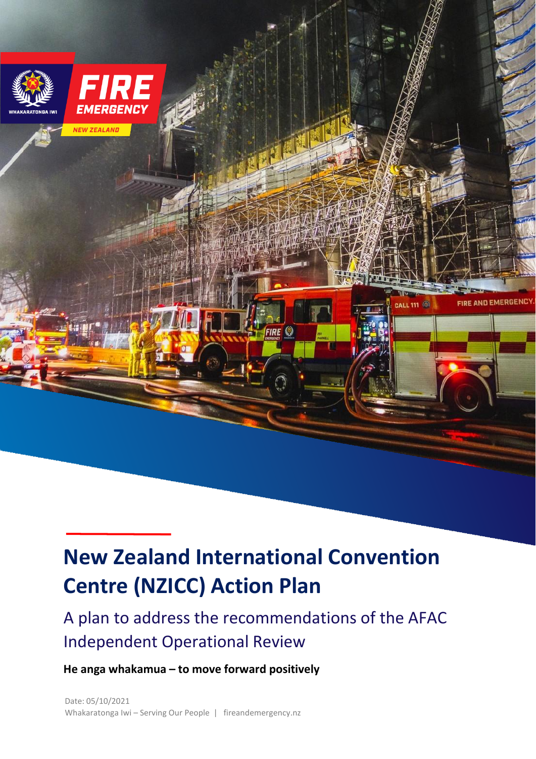# New Zealand International Convention Centre (NZICC) Action Plan

## A plan to address the recommendations of the AFAC Independent Operational Review

**He anga whakamua – to move forward positively**

Date: 05/10/2021

Whakaratonga Iwi – Serving Our People | fireandemergency.nz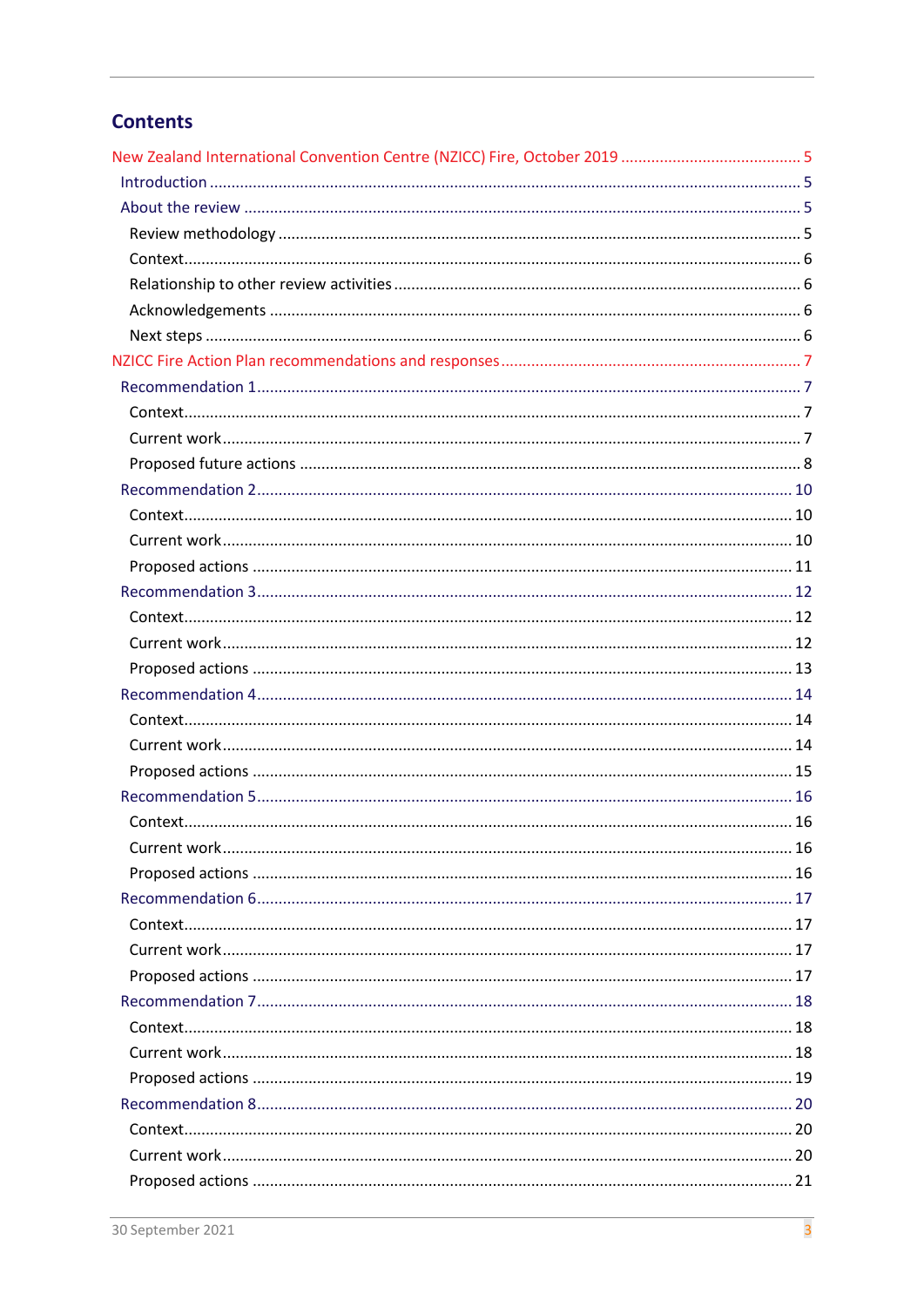## Contents

New Zealand International Convention Centre (NZICC) Fire, October 2019 .......... 5
- Introduction .......... 5
- About the review .......... 5
  - Review methodology .......... 5
  - Context .......... 6
  - Relationship to other review activities .......... 6
  - Acknowledgements .......... 6
  - Next steps .......... 6

NZICC Fire Action Plan recommendations and responses .......... 7
- Recommendation 1 .......... 7
  - Context .......... 7
  - Current work .......... 7
  - Proposed future actions .......... 8
- Recommendation 2 .......... 10
  - Context .......... 10
  - Current work .......... 10
  - Proposed actions .......... 11
- Recommendation 3 .......... 12
  - Context .......... 12
  - Current work .......... 12
  - Proposed actions .......... 13
- Recommendation 4 .......... 14
  - Context .......... 14
  - Current work .......... 14
  - Proposed actions .......... 15
- Recommendation 5 .......... 16
  - Context .......... 16
  - Current work .......... 16
  - Proposed actions .......... 16
- Recommendation 6 .......... 17
  - Context .......... 17
  - Current work .......... 17
  - Proposed actions .......... 17
- Recommendation 7 .......... 18
  - Context .......... 18
  - Current work .......... 18
  - Proposed actions .......... 19
- Recommendation 8 .......... 20
  - Context .......... 20
  - Current work .......... 20
  - Proposed actions .......... 21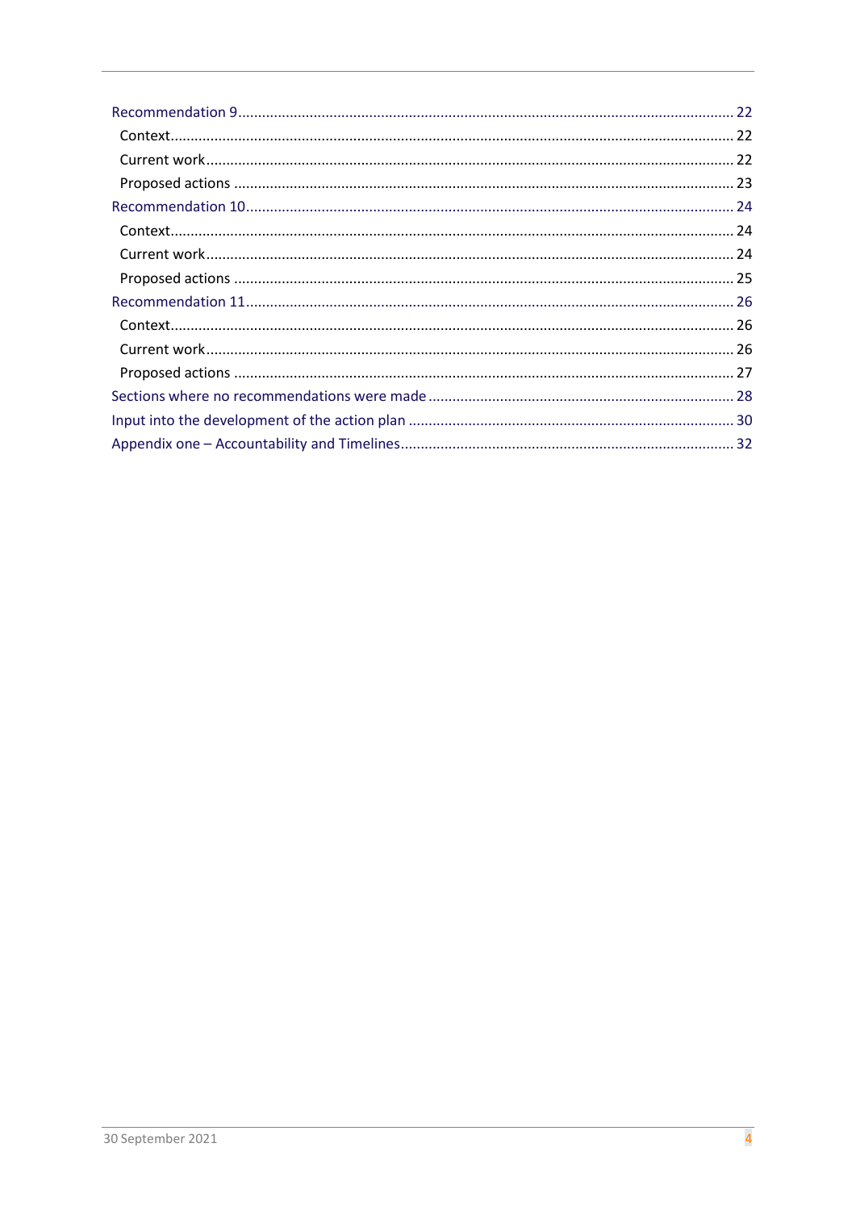Recommendation 9 .......... 22

- Context .......... 22
- Current work .......... 22
- Proposed actions .......... 23

Recommendation 10 .......... 24

- Context .......... 24
- Current work .......... 24
- Proposed actions .......... 25

Recommendation 11 .......... 26

- Context .......... 26
- Current work .......... 26
- Proposed actions .......... 27

Sections where no recommendations were made .......... 28

Input into the development of the action plan .......... 30

Appendix one – Accountability and Timelines .......... 32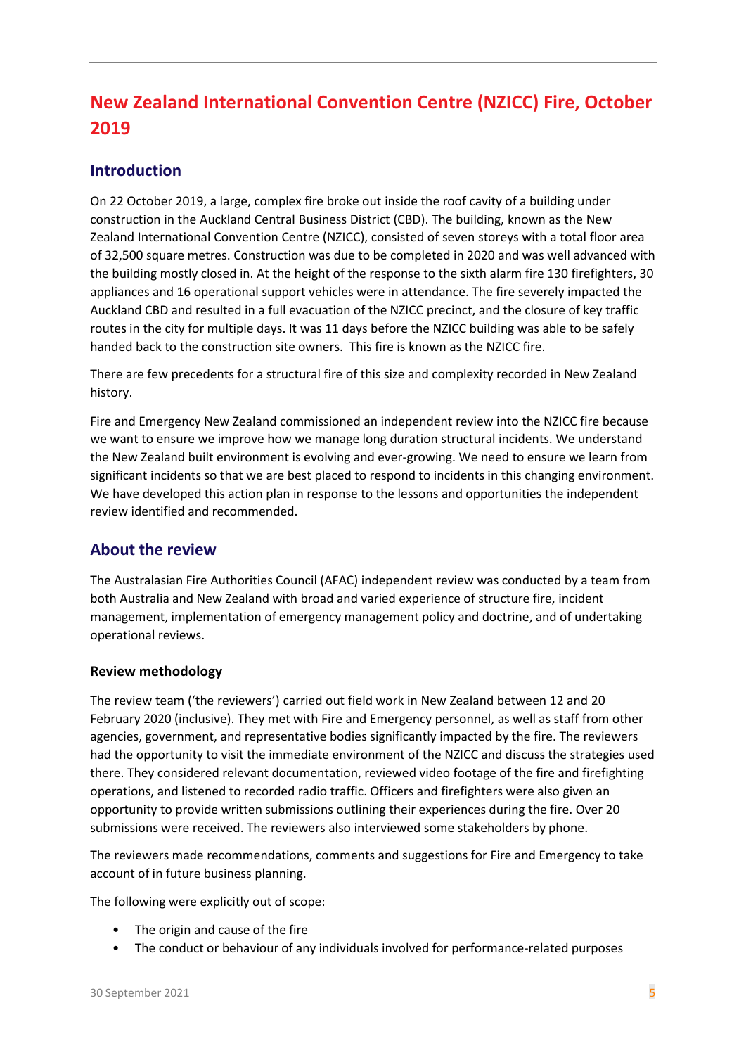# New Zealand International Convention Centre (NZICC) Fire, October 2019

## Introduction

On 22 October 2019, a large, complex fire broke out inside the roof cavity of a building under construction in the Auckland Central Business District (CBD). The building, known as the New Zealand International Convention Centre (NZICC), consisted of seven storeys with a total floor area of 32,500 square metres. Construction was due to be completed in 2020 and was well advanced with the building mostly closed in. At the height of the response to the sixth alarm fire 130 firefighters, 30 appliances and 16 operational support vehicles were in attendance. The fire severely impacted the Auckland CBD and resulted in a full evacuation of the NZICC precinct, and the closure of key traffic routes in the city for multiple days. It was 11 days before the NZICC building was able to be safely handed back to the construction site owners. This fire is known as the NZICC fire.

There are few precedents for a structural fire of this size and complexity recorded in New Zealand history.

Fire and Emergency New Zealand commissioned an independent review into the NZICC fire because we want to ensure we improve how we manage long duration structural incidents. We understand the New Zealand built environment is evolving and ever-growing. We need to ensure we learn from significant incidents so that we are best placed to respond to incidents in this changing environment. We have developed this action plan in response to the lessons and opportunities the independent review identified and recommended.

## About the review

The Australasian Fire Authorities Council (AFAC) independent review was conducted by a team from both Australia and New Zealand with broad and varied experience of structure fire, incident management, implementation of emergency management policy and doctrine, and of undertaking operational reviews.

### Review methodology

The review team ('the reviewers') carried out field work in New Zealand between 12 and 20 February 2020 (inclusive). They met with Fire and Emergency personnel, as well as staff from other agencies, government, and representative bodies significantly impacted by the fire. The reviewers had the opportunity to visit the immediate environment of the NZICC and discuss the strategies used there. They considered relevant documentation, reviewed video footage of the fire and firefighting operations, and listened to recorded radio traffic. Officers and firefighters were also given an opportunity to provide written submissions outlining their experiences during the fire. Over 20 submissions were received. The reviewers also interviewed some stakeholders by phone.

The reviewers made recommendations, comments and suggestions for Fire and Emergency to take account of in future business planning.

The following were explicitly out of scope:

- The origin and cause of the fire
- The conduct or behaviour of any individuals involved for performance-related purposes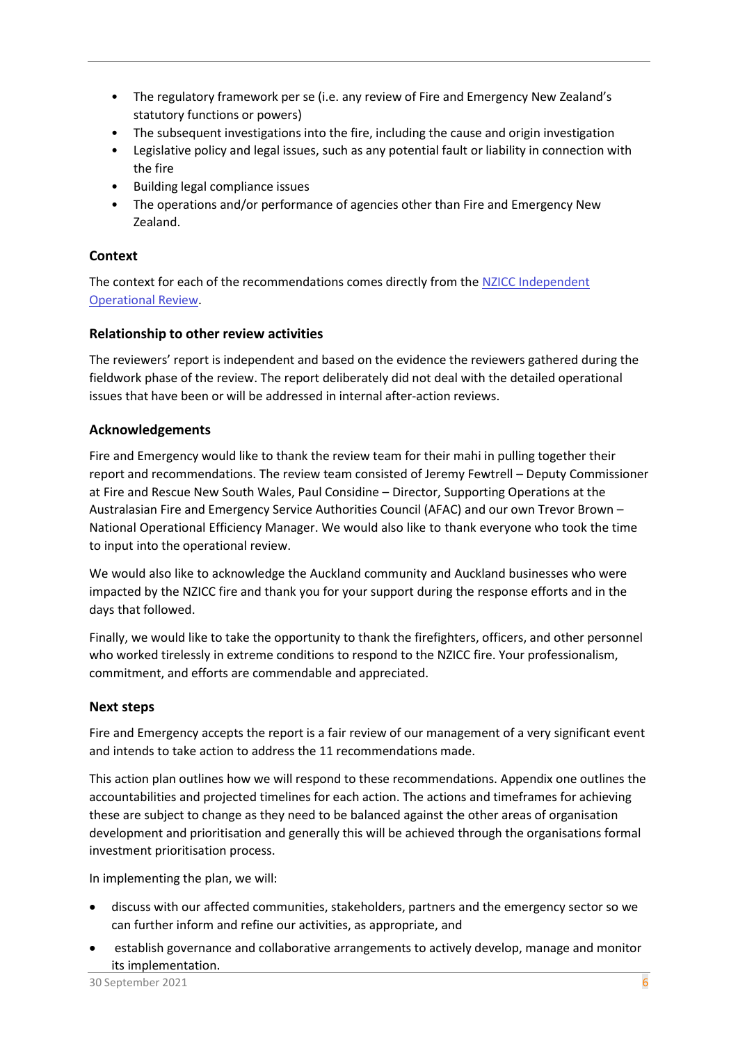- The regulatory framework per se (i.e. any review of Fire and Emergency New Zealand's statutory functions or powers)
- The subsequent investigations into the fire, including the cause and origin investigation
- Legislative policy and legal issues, such as any potential fault or liability in connection with the fire
- Building legal compliance issues
- The operations and/or performance of agencies other than Fire and Emergency New Zealand.

### Context

The context for each of the recommendations comes directly from the [NZICC Independent Operational Review](NZICC Independent Operational Review).

### Relationship to other review activities

The reviewers' report is independent and based on the evidence the reviewers gathered during the fieldwork phase of the review. The report deliberately did not deal with the detailed operational issues that have been or will be addressed in internal after-action reviews.

### Acknowledgements

Fire and Emergency would like to thank the review team for their mahi in pulling together their report and recommendations. The review team consisted of Jeremy Fewtrell – Deputy Commissioner at Fire and Rescue New South Wales, Paul Considine – Director, Supporting Operations at the Australasian Fire and Emergency Service Authorities Council (AFAC) and our own Trevor Brown – National Operational Efficiency Manager. We would also like to thank everyone who took the time to input into the operational review.

We would also like to acknowledge the Auckland community and Auckland businesses who were impacted by the NZICC fire and thank you for your support during the response efforts and in the days that followed.

Finally, we would like to take the opportunity to thank the firefighters, officers, and other personnel who worked tirelessly in extreme conditions to respond to the NZICC fire. Your professionalism, commitment, and efforts are commendable and appreciated.

### Next steps

Fire and Emergency accepts the report is a fair review of our management of a very significant event and intends to take action to address the 11 recommendations made.

This action plan outlines how we will respond to these recommendations. Appendix one outlines the accountabilities and projected timelines for each action. The actions and timeframes for achieving these are subject to change as they need to be balanced against the other areas of organisation development and prioritisation and generally this will be achieved through the organisations formal investment prioritisation process.

In implementing the plan, we will:

- discuss with our affected communities, stakeholders, partners and the emergency sector so we can further inform and refine our activities, as appropriate, and
- establish governance and collaborative arrangements to actively develop, manage and monitor its implementation.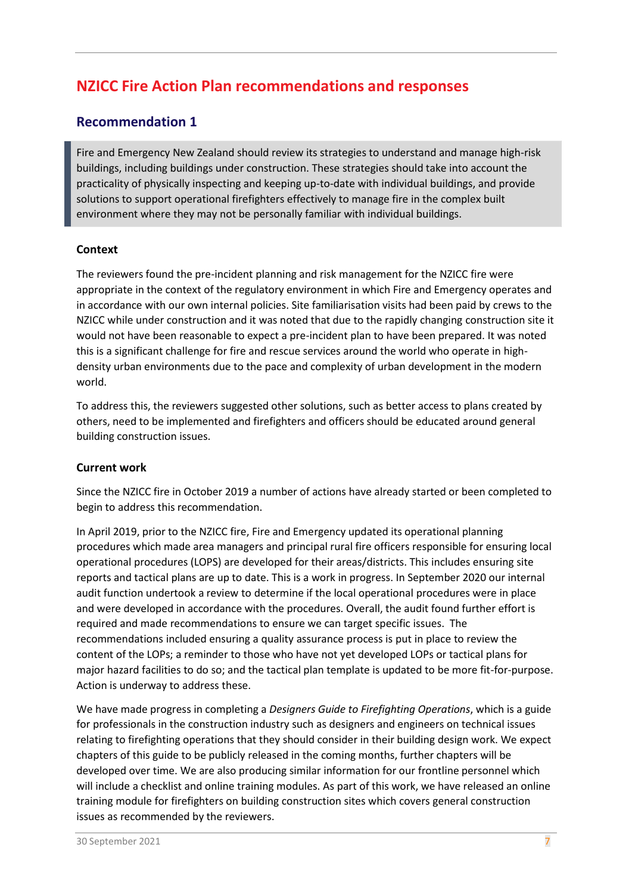## NZICC Fire Action Plan recommendations and responses

### Recommendation 1

> Fire and Emergency New Zealand should review its strategies to understand and manage high-risk buildings, including buildings under construction. These strategies should take into account the practicality of physically inspecting and keeping up-to-date with individual buildings, and provide solutions to support operational firefighters effectively to manage fire in the complex built environment where they may not be personally familiar with individual buildings.

#### Context

The reviewers found the pre-incident planning and risk management for the NZICC fire were appropriate in the context of the regulatory environment in which Fire and Emergency operates and in accordance with our own internal policies. Site familiarisation visits had been paid by crews to the NZICC while under construction and it was noted that due to the rapidly changing construction site it would not have been reasonable to expect a pre-incident plan to have been prepared. It was noted this is a significant challenge for fire and rescue services around the world who operate in high-density urban environments due to the pace and complexity of urban development in the modern world.

To address this, the reviewers suggested other solutions, such as better access to plans created by others, need to be implemented and firefighters and officers should be educated around general building construction issues.

#### Current work

Since the NZICC fire in October 2019 a number of actions have already started or been completed to begin to address this recommendation.

In April 2019, prior to the NZICC fire, Fire and Emergency updated its operational planning procedures which made area managers and principal rural fire officers responsible for ensuring local operational procedures (LOPS) are developed for their areas/districts. This includes ensuring site reports and tactical plans are up to date. This is a work in progress. In September 2020 our internal audit function undertook a review to determine if the local operational procedures were in place and were developed in accordance with the procedures. Overall, the audit found further effort is required and made recommendations to ensure we can target specific issues. The recommendations included ensuring a quality assurance process is put in place to review the content of the LOPs; a reminder to those who have not yet developed LOPs or tactical plans for major hazard facilities to do so; and the tactical plan template is updated to be more fit-for-purpose. Action is underway to address these.

We have made progress in completing a *Designers Guide to Firefighting Operations*, which is a guide for professionals in the construction industry such as designers and engineers on technical issues relating to firefighting operations that they should consider in their building design work. We expect chapters of this guide to be publicly released in the coming months, further chapters will be developed over time. We are also producing similar information for our frontline personnel which will include a checklist and online training modules. As part of this work, we have released an online training module for firefighters on building construction sites which covers general construction issues as recommended by the reviewers.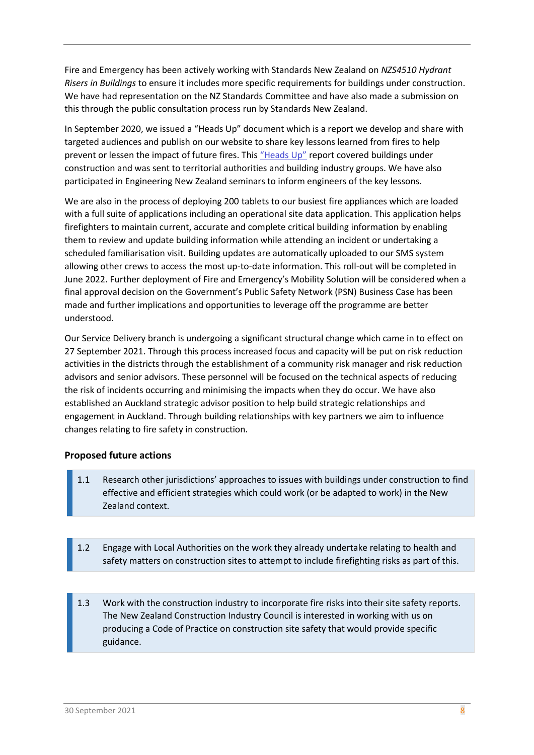Fire and Emergency has been actively working with Standards New Zealand on *NZS4510 Hydrant Risers in Buildings* to ensure it includes more specific requirements for buildings under construction. We have had representation on the NZ Standards Committee and have also made a submission on this through the public consultation process run by Standards New Zealand.

In September 2020, we issued a "Heads Up" document which is a report we develop and share with targeted audiences and publish on our website to share key lessons learned from fires to help prevent or lessen the impact of future fires. This "Heads Up" report covered buildings under construction and was sent to territorial authorities and building industry groups. We have also participated in Engineering New Zealand seminars to inform engineers of the key lessons.

We are also in the process of deploying 200 tablets to our busiest fire appliances which are loaded with a full suite of applications including an operational site data application. This application helps firefighters to maintain current, accurate and complete critical building information by enabling them to review and update building information while attending an incident or undertaking a scheduled familiarisation visit. Building updates are automatically uploaded to our SMS system allowing other crews to access the most up-to-date information. This roll-out will be completed in June 2022. Further deployment of Fire and Emergency's Mobility Solution will be considered when a final approval decision on the Government's Public Safety Network (PSN) Business Case has been made and further implications and opportunities to leverage off the programme are better understood.

Our Service Delivery branch is undergoing a significant structural change which came in to effect on 27 September 2021. Through this process increased focus and capacity will be put on risk reduction activities in the districts through the establishment of a community risk manager and risk reduction advisors and senior advisors. These personnel will be focused on the technical aspects of reducing the risk of incidents occurring and minimising the impacts when they do occur. We have also established an Auckland strategic advisor position to help build strategic relationships and engagement in Auckland. Through building relationships with key partners we aim to influence changes relating to fire safety in construction.

### Proposed future actions

1.1 Research other jurisdictions' approaches to issues with buildings under construction to find effective and efficient strategies which could work (or be adapted to work) in the New Zealand context.

1.2 Engage with Local Authorities on the work they already undertake relating to health and safety matters on construction sites to attempt to include firefighting risks as part of this.

1.3 Work with the construction industry to incorporate fire risks into their site safety reports. The New Zealand Construction Industry Council is interested in working with us on producing a Code of Practice on construction site safety that would provide specific guidance.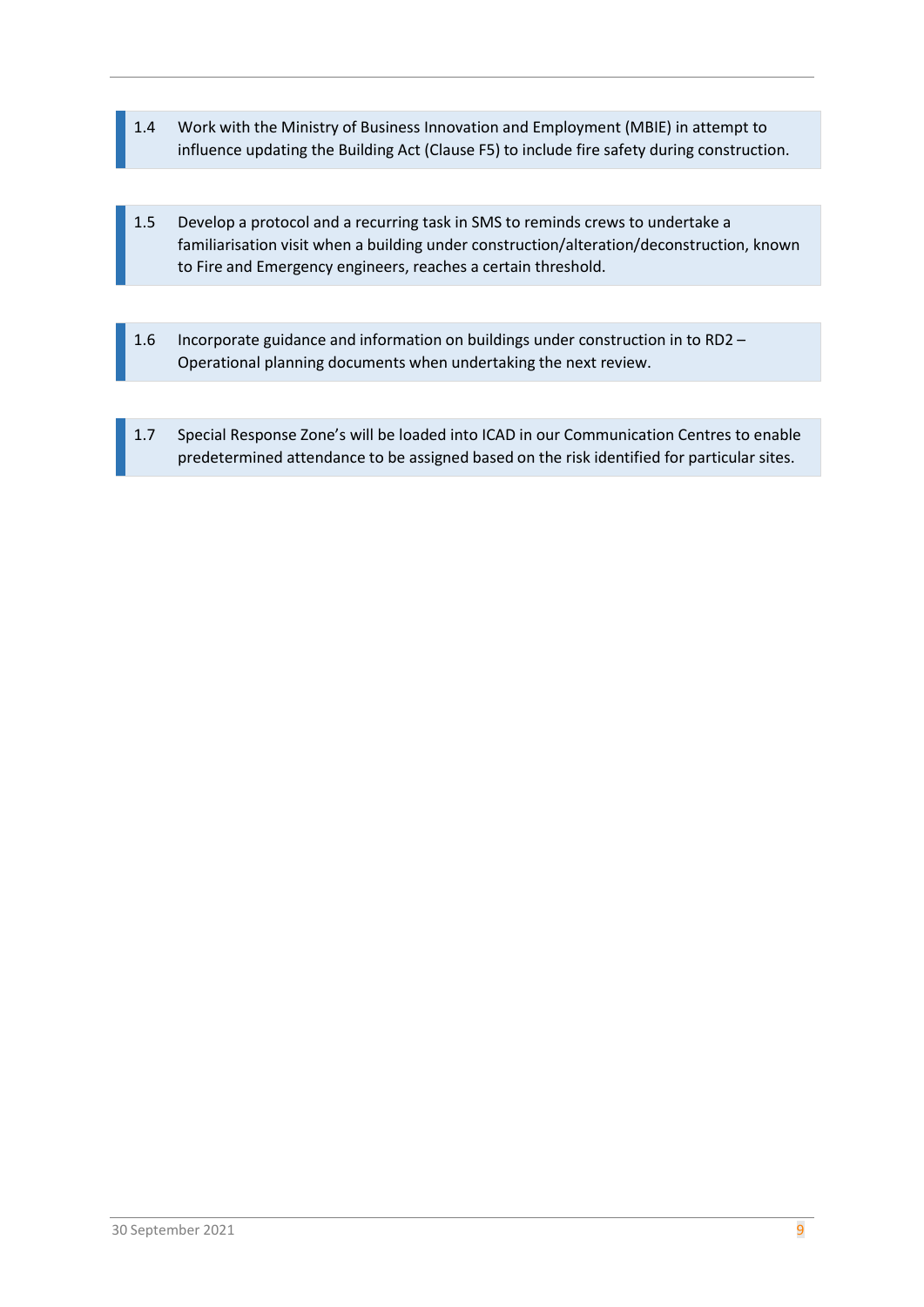1.4 Work with the Ministry of Business Innovation and Employment (MBIE) in attempt to influence updating the Building Act (Clause F5) to include fire safety during construction.

1.5 Develop a protocol and a recurring task in SMS to reminds crews to undertake a familiarisation visit when a building under construction/alteration/deconstruction, known to Fire and Emergency engineers, reaches a certain threshold.

1.6 Incorporate guidance and information on buildings under construction in to RD2 – Operational planning documents when undertaking the next review.

1.7 Special Response Zone's will be loaded into ICAD in our Communication Centres to enable predetermined attendance to be assigned based on the risk identified for particular sites.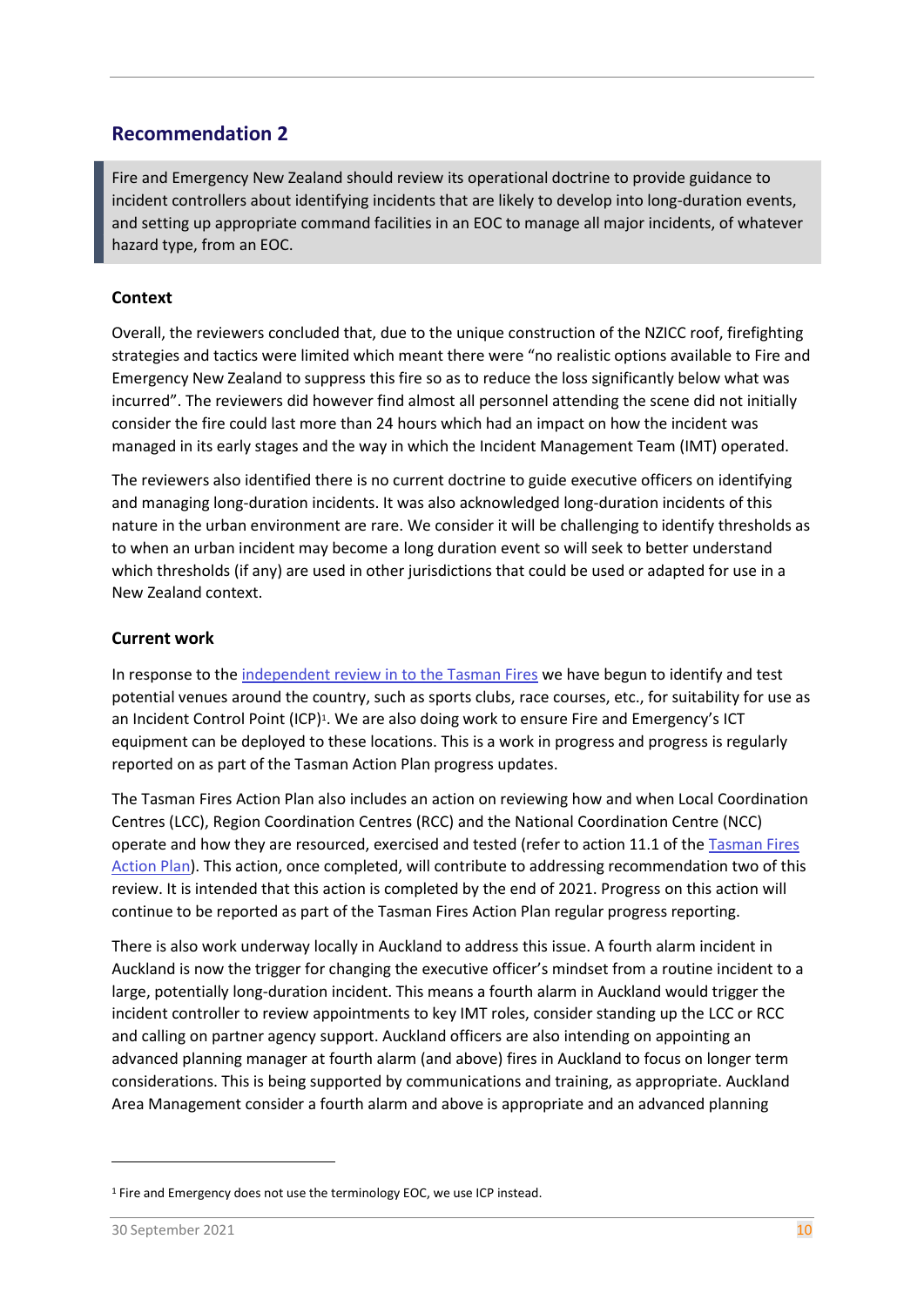## Recommendation 2

> Fire and Emergency New Zealand should review its operational doctrine to provide guidance to incident controllers about identifying incidents that are likely to develop into long-duration events, and setting up appropriate command facilities in an EOC to manage all major incidents, of whatever hazard type, from an EOC.

### Context

Overall, the reviewers concluded that, due to the unique construction of the NZICC roof, firefighting strategies and tactics were limited which meant there were "no realistic options available to Fire and Emergency New Zealand to suppress this fire so as to reduce the loss significantly below what was incurred". The reviewers did however find almost all personnel attending the scene did not initially consider the fire could last more than 24 hours which had an impact on how the incident was managed in its early stages and the way in which the Incident Management Team (IMT) operated.

The reviewers also identified there is no current doctrine to guide executive officers on identifying and managing long-duration incidents. It was also acknowledged long-duration incidents of this nature in the urban environment are rare. We consider it will be challenging to identify thresholds as to when an urban incident may become a long duration event so will seek to better understand which thresholds (if any) are used in other jurisdictions that could be used or adapted for use in a New Zealand context.

### Current work

In response to the [independent review in to the Tasman Fires](independent review in to the Tasman Fires) we have begun to identify and test potential venues around the country, such as sports clubs, race courses, etc., for suitability for use as an Incident Control Point (ICP)[1]. We are also doing work to ensure Fire and Emergency's ICT equipment can be deployed to these locations. This is a work in progress and progress is regularly reported on as part of the Tasman Action Plan progress updates.

The Tasman Fires Action Plan also includes an action on reviewing how and when Local Coordination Centres (LCC), Region Coordination Centres (RCC) and the National Coordination Centre (NCC) operate and how they are resourced, exercised and tested (refer to action 11.1 of the [Tasman Fires Action Plan](Tasman Fires Action Plan)). This action, once completed, will contribute to addressing recommendation two of this review. It is intended that this action is completed by the end of 2021. Progress on this action will continue to be reported as part of the Tasman Fires Action Plan regular progress reporting.

There is also work underway locally in Auckland to address this issue. A fourth alarm incident in Auckland is now the trigger for changing the executive officer's mindset from a routine incident to a large, potentially long-duration incident. This means a fourth alarm in Auckland would trigger the incident controller to review appointments to key IMT roles, consider standing up the LCC or RCC and calling on partner agency support. Auckland officers are also intending on appointing an advanced planning manager at fourth alarm (and above) fires in Auckland to focus on longer term considerations. This is being supported by communications and training, as appropriate. Auckland Area Management consider a fourth alarm and above is appropriate and an advanced planning

---

[1] Fire and Emergency does not use the terminology EOC, we use ICP instead.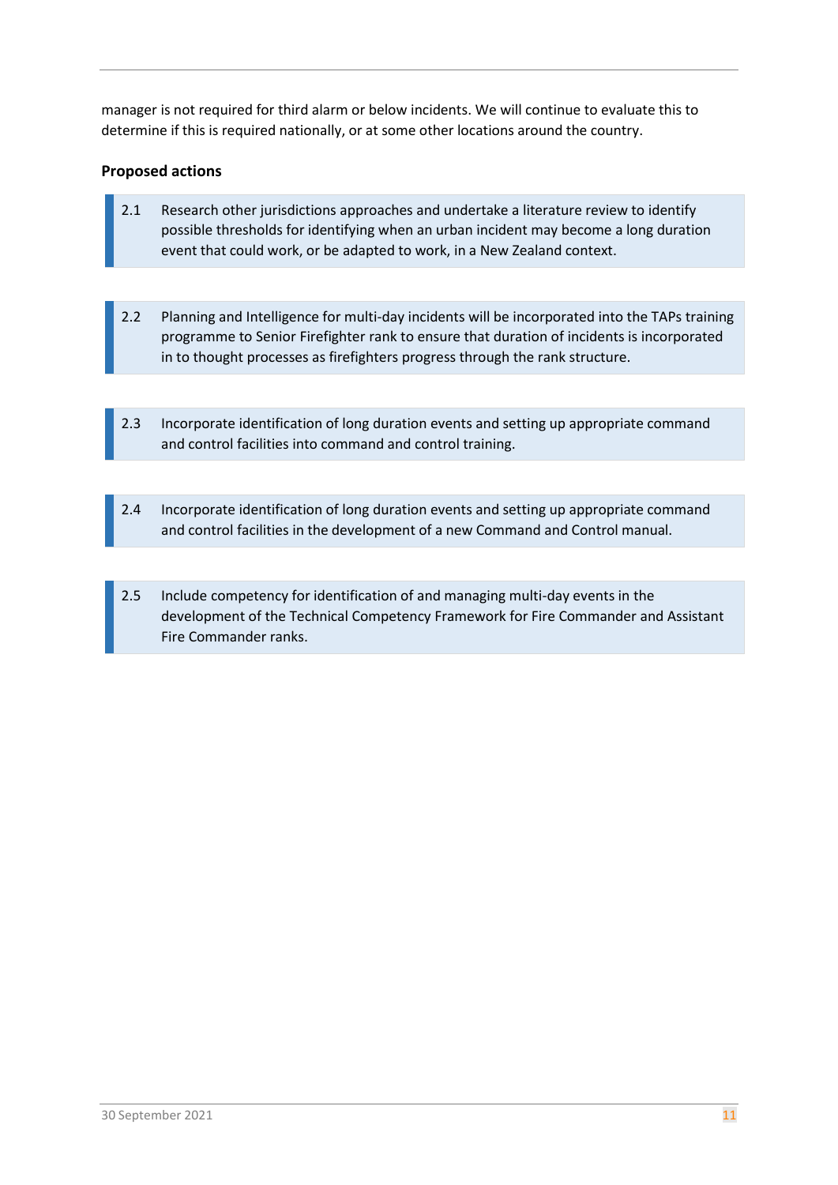manager is not required for third alarm or below incidents. We will continue to evaluate this to determine if this is required nationally, or at some other locations around the country.

**Proposed actions**

| | |
|---|---|
| 2.1 | Research other jurisdictions approaches and undertake a literature review to identify possible thresholds for identifying when an urban incident may become a long duration event that could work, or be adapted to work, in a New Zealand context. |

| | |
|---|---|
| 2.2 | Planning and Intelligence for multi-day incidents will be incorporated into the TAPs training programme to Senior Firefighter rank to ensure that duration of incidents is incorporated in to thought processes as firefighters progress through the rank structure. |

| | |
|---|---|
| 2.3 | Incorporate identification of long duration events and setting up appropriate command and control facilities into command and control training. |

| | |
|---|---|
| 2.4 | Incorporate identification of long duration events and setting up appropriate command and control facilities in the development of a new Command and Control manual. |

| | |
|---|---|
| 2.5 | Include competency for identification of and managing multi-day events in the development of the Technical Competency Framework for Fire Commander and Assistant Fire Commander ranks. |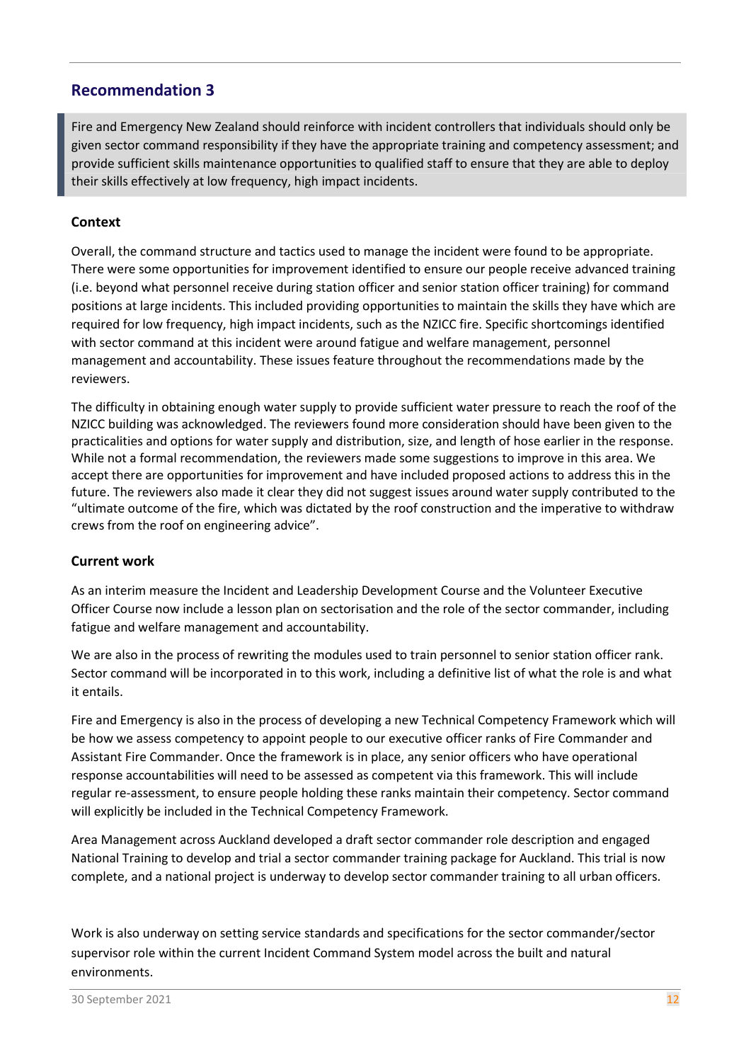## Recommendation 3

> Fire and Emergency New Zealand should reinforce with incident controllers that individuals should only be given sector command responsibility if they have the appropriate training and competency assessment; and provide sufficient skills maintenance opportunities to qualified staff to ensure that they are able to deploy their skills effectively at low frequency, high impact incidents.

### Context

Overall, the command structure and tactics used to manage the incident were found to be appropriate. There were some opportunities for improvement identified to ensure our people receive advanced training (i.e. beyond what personnel receive during station officer and senior station officer training) for command positions at large incidents. This included providing opportunities to maintain the skills they have which are required for low frequency, high impact incidents, such as the NZICC fire. Specific shortcomings identified with sector command at this incident were around fatigue and welfare management, personnel management and accountability. These issues feature throughout the recommendations made by the reviewers.

The difficulty in obtaining enough water supply to provide sufficient water pressure to reach the roof of the NZICC building was acknowledged. The reviewers found more consideration should have been given to the practicalities and options for water supply and distribution, size, and length of hose earlier in the response. While not a formal recommendation, the reviewers made some suggestions to improve in this area. We accept there are opportunities for improvement and have included proposed actions to address this in the future. The reviewers also made it clear they did not suggest issues around water supply contributed to the "ultimate outcome of the fire, which was dictated by the roof construction and the imperative to withdraw crews from the roof on engineering advice".

### Current work

As an interim measure the Incident and Leadership Development Course and the Volunteer Executive Officer Course now include a lesson plan on sectorisation and the role of the sector commander, including fatigue and welfare management and accountability.

We are also in the process of rewriting the modules used to train personnel to senior station officer rank. Sector command will be incorporated in to this work, including a definitive list of what the role is and what it entails.

Fire and Emergency is also in the process of developing a new Technical Competency Framework which will be how we assess competency to appoint people to our executive officer ranks of Fire Commander and Assistant Fire Commander. Once the framework is in place, any senior officers who have operational response accountabilities will need to be assessed as competent via this framework. This will include regular re-assessment, to ensure people holding these ranks maintain their competency. Sector command will explicitly be included in the Technical Competency Framework.

Area Management across Auckland developed a draft sector commander role description and engaged National Training to develop and trial a sector commander training package for Auckland. This trial is now complete, and a national project is underway to develop sector commander training to all urban officers.

Work is also underway on setting service standards and specifications for the sector commander/sector supervisor role within the current Incident Command System model across the built and natural environments.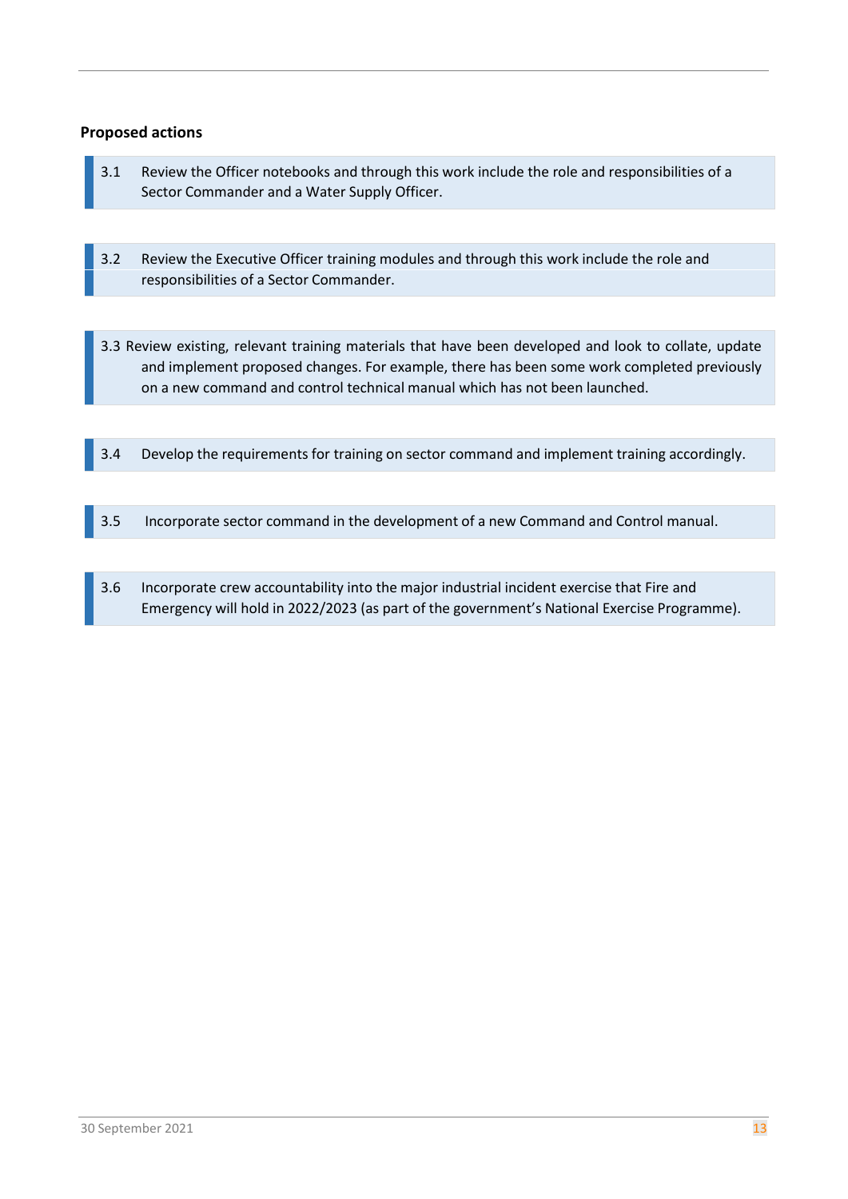**Proposed actions**

3.1 Review the Officer notebooks and through this work include the role and responsibilities of a Sector Commander and a Water Supply Officer.

3.2 Review the Executive Officer training modules and through this work include the role and responsibilities of a Sector Commander.

3.3 Review existing, relevant training materials that have been developed and look to collate, update and implement proposed changes. For example, there has been some work completed previously on a new command and control technical manual which has not been launched.

3.4 Develop the requirements for training on sector command and implement training accordingly.

3.5 Incorporate sector command in the development of a new Command and Control manual.

3.6 Incorporate crew accountability into the major industrial incident exercise that Fire and Emergency will hold in 2022/2023 (as part of the government's National Exercise Programme).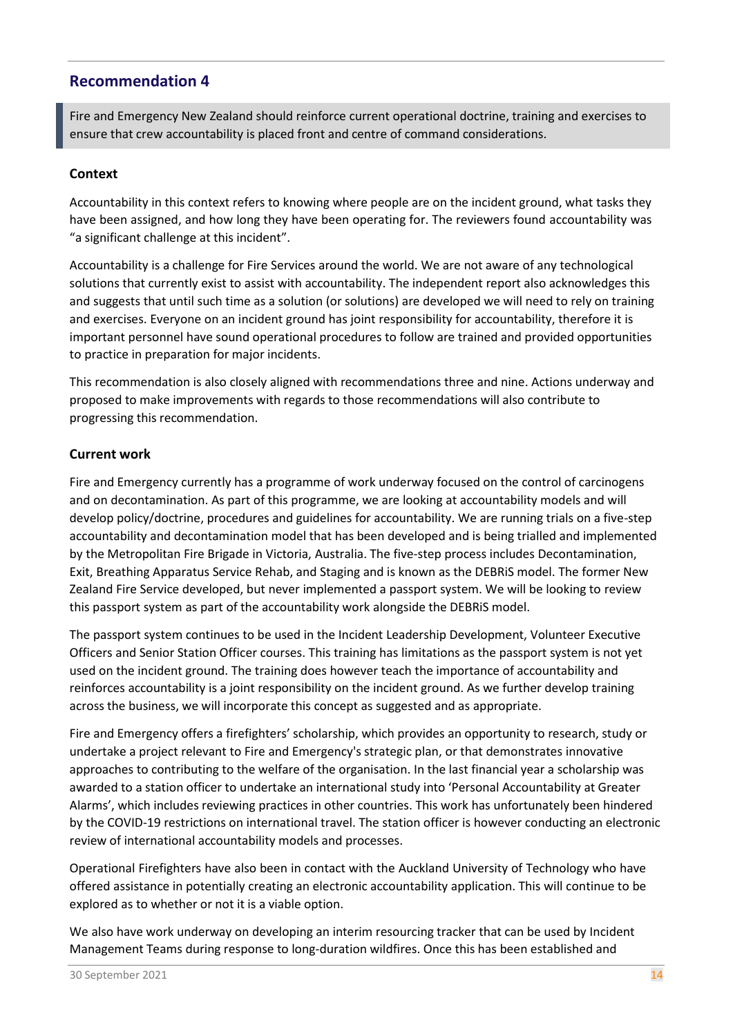## Recommendation 4

> Fire and Emergency New Zealand should reinforce current operational doctrine, training and exercises to ensure that crew accountability is placed front and centre of command considerations.

**Context**

Accountability in this context refers to knowing where people are on the incident ground, what tasks they have been assigned, and how long they have been operating for. The reviewers found accountability was "a significant challenge at this incident".

Accountability is a challenge for Fire Services around the world. We are not aware of any technological solutions that currently exist to assist with accountability. The independent report also acknowledges this and suggests that until such time as a solution (or solutions) are developed we will need to rely on training and exercises. Everyone on an incident ground has joint responsibility for accountability, therefore it is important personnel have sound operational procedures to follow are trained and provided opportunities to practice in preparation for major incidents.

This recommendation is also closely aligned with recommendations three and nine. Actions underway and proposed to make improvements with regards to those recommendations will also contribute to progressing this recommendation.

**Current work**

Fire and Emergency currently has a programme of work underway focused on the control of carcinogens and on decontamination. As part of this programme, we are looking at accountability models and will develop policy/doctrine, procedures and guidelines for accountability. We are running trials on a five-step accountability and decontamination model that has been developed and is being trialled and implemented by the Metropolitan Fire Brigade in Victoria, Australia. The five-step process includes Decontamination, Exit, Breathing Apparatus Service Rehab, and Staging and is known as the DEBRiS model. The former New Zealand Fire Service developed, but never implemented a passport system. We will be looking to review this passport system as part of the accountability work alongside the DEBRiS model.

The passport system continues to be used in the Incident Leadership Development, Volunteer Executive Officers and Senior Station Officer courses. This training has limitations as the passport system is not yet used on the incident ground. The training does however teach the importance of accountability and reinforces accountability is a joint responsibility on the incident ground. As we further develop training across the business, we will incorporate this concept as suggested and as appropriate.

Fire and Emergency offers a firefighters' scholarship, which provides an opportunity to research, study or undertake a project relevant to Fire and Emergency's strategic plan, or that demonstrates innovative approaches to contributing to the welfare of the organisation. In the last financial year a scholarship was awarded to a station officer to undertake an international study into 'Personal Accountability at Greater Alarms', which includes reviewing practices in other countries. This work has unfortunately been hindered by the COVID-19 restrictions on international travel. The station officer is however conducting an electronic review of international accountability models and processes.

Operational Firefighters have also been in contact with the Auckland University of Technology who have offered assistance in potentially creating an electronic accountability application. This will continue to be explored as to whether or not it is a viable option.

We also have work underway on developing an interim resourcing tracker that can be used by Incident Management Teams during response to long-duration wildfires. Once this has been established and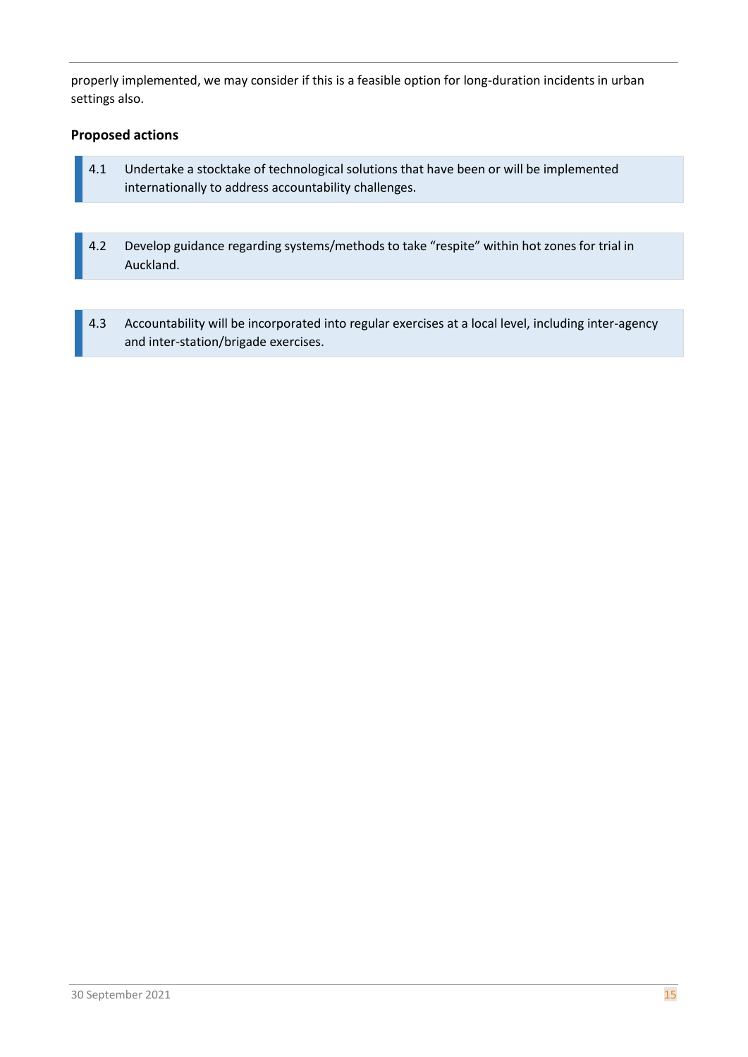properly implemented, we may consider if this is a feasible option for long-duration incidents in urban settings also.

**Proposed actions**

4.1 Undertake a stocktake of technological solutions that have been or will be implemented internationally to address accountability challenges.

4.2 Develop guidance regarding systems/methods to take "respite" within hot zones for trial in Auckland.

4.3 Accountability will be incorporated into regular exercises at a local level, including inter-agency and inter-station/brigade exercises.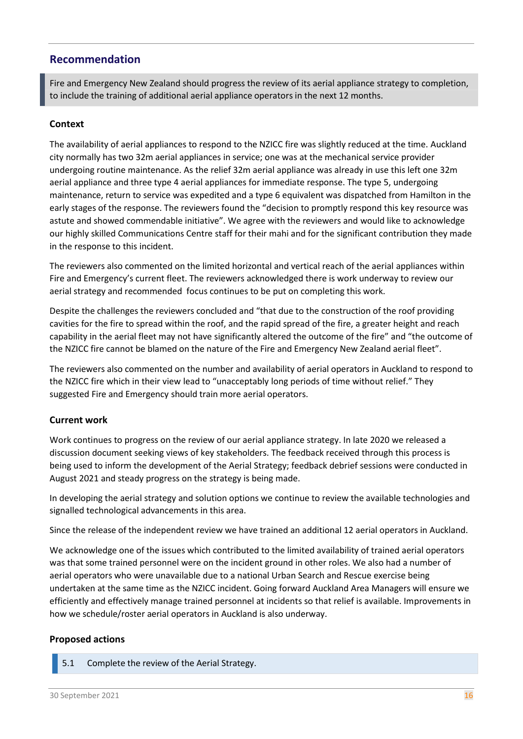## Recommendation

> Fire and Emergency New Zealand should progress the review of its aerial appliance strategy to completion, to include the training of additional aerial appliance operators in the next 12 months.

### Context

The availability of aerial appliances to respond to the NZICC fire was slightly reduced at the time. Auckland city normally has two 32m aerial appliances in service; one was at the mechanical service provider undergoing routine maintenance. As the relief 32m aerial appliance was already in use this left one 32m aerial appliance and three type 4 aerial appliances for immediate response. The type 5, undergoing maintenance, return to service was expedited and a type 6 equivalent was dispatched from Hamilton in the early stages of the response. The reviewers found the "decision to promptly respond this key resource was astute and showed commendable initiative". We agree with the reviewers and would like to acknowledge our highly skilled Communications Centre staff for their mahi and for the significant contribution they made in the response to this incident.

The reviewers also commented on the limited horizontal and vertical reach of the aerial appliances within Fire and Emergency's current fleet. The reviewers acknowledged there is work underway to review our aerial strategy and recommended focus continues to be put on completing this work.

Despite the challenges the reviewers concluded and "that due to the construction of the roof providing cavities for the fire to spread within the roof, and the rapid spread of the fire, a greater height and reach capability in the aerial fleet may not have significantly altered the outcome of the fire" and "the outcome of the NZICC fire cannot be blamed on the nature of the Fire and Emergency New Zealand aerial fleet".

The reviewers also commented on the number and availability of aerial operators in Auckland to respond to the NZICC fire which in their view lead to "unacceptably long periods of time without relief." They suggested Fire and Emergency should train more aerial operators.

### Current work

Work continues to progress on the review of our aerial appliance strategy. In late 2020 we released a discussion document seeking views of key stakeholders. The feedback received through this process is being used to inform the development of the Aerial Strategy; feedback debrief sessions were conducted in August 2021 and steady progress on the strategy is being made.

In developing the aerial strategy and solution options we continue to review the available technologies and signalled technological advancements in this area.

Since the release of the independent review we have trained an additional 12 aerial operators in Auckland.

We acknowledge one of the issues which contributed to the limited availability of trained aerial operators was that some trained personnel were on the incident ground in other roles. We also had a number of aerial operators who were unavailable due to a national Urban Search and Rescue exercise being undertaken at the same time as the NZICC incident. Going forward Auckland Area Managers will ensure we efficiently and effectively manage trained personnel at incidents so that relief is available. Improvements in how we schedule/roster aerial operators in Auckland is also underway.

### Proposed actions

| 5.1 | Complete the review of the Aerial Strategy. |
|---|---|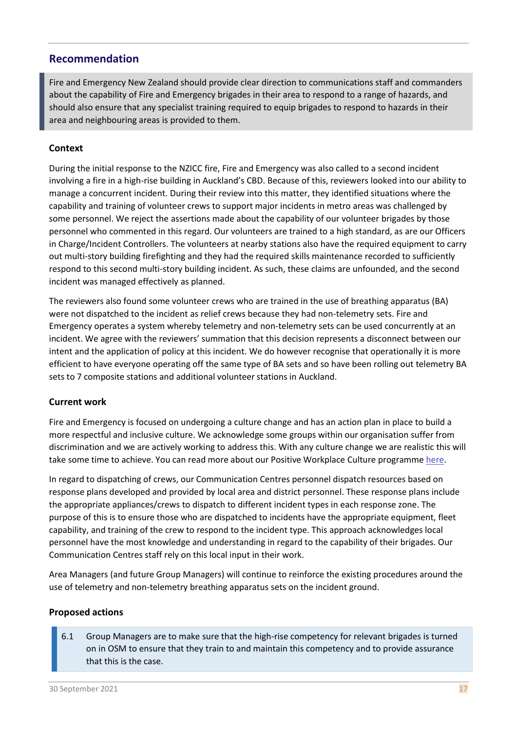## Recommendation

> Fire and Emergency New Zealand should provide clear direction to communications staff and commanders about the capability of Fire and Emergency brigades in their area to respond to a range of hazards, and should also ensure that any specialist training required to equip brigades to respond to hazards in their area and neighbouring areas is provided to them.

### Context

During the initial response to the NZICC fire, Fire and Emergency was also called to a second incident involving a fire in a high-rise building in Auckland's CBD. Because of this, reviewers looked into our ability to manage a concurrent incident. During their review into this matter, they identified situations where the capability and training of volunteer crews to support major incidents in metro areas was challenged by some personnel. We reject the assertions made about the capability of our volunteer brigades by those personnel who commented in this regard. Our volunteers are trained to a high standard, as are our Officers in Charge/Incident Controllers. The volunteers at nearby stations also have the required equipment to carry out multi-story building firefighting and they had the required skills maintenance recorded to sufficiently respond to this second multi-story building incident. As such, these claims are unfounded, and the second incident was managed effectively as planned.

The reviewers also found some volunteer crews who are trained in the use of breathing apparatus (BA) were not dispatched to the incident as relief crews because they had non-telemetry sets. Fire and Emergency operates a system whereby telemetry and non-telemetry sets can be used concurrently at an incident. We agree with the reviewers' summation that this decision represents a disconnect between our intent and the application of policy at this incident. We do however recognise that operationally it is more efficient to have everyone operating off the same type of BA sets and so have been rolling out telemetry BA sets to 7 composite stations and additional volunteer stations in Auckland.

### Current work

Fire and Emergency is focused on undergoing a culture change and has an action plan in place to build a more respectful and inclusive culture. We acknowledge some groups within our organisation suffer from discrimination and we are actively working to address this. With any culture change we are realistic this will take some time to achieve. You can read more about our Positive Workplace Culture programme here.

In regard to dispatching of crews, our Communication Centres personnel dispatch resources based on response plans developed and provided by local area and district personnel. These response plans include the appropriate appliances/crews to dispatch to different incident types in each response zone. The purpose of this is to ensure those who are dispatched to incidents have the appropriate equipment, fleet capability, and training of the crew to respond to the incident type. This approach acknowledges local personnel have the most knowledge and understanding in regard to the capability of their brigades. Our Communication Centres staff rely on this local input in their work.

Area Managers (and future Group Managers) will continue to reinforce the existing procedures around the use of telemetry and non-telemetry breathing apparatus sets on the incident ground.

### Proposed actions

| | |
|---|---|
| 6.1 | Group Managers are to make sure that the high-rise competency for relevant brigades is turned on in OSM to ensure that they train to and maintain this competency and to provide assurance that this is the case. |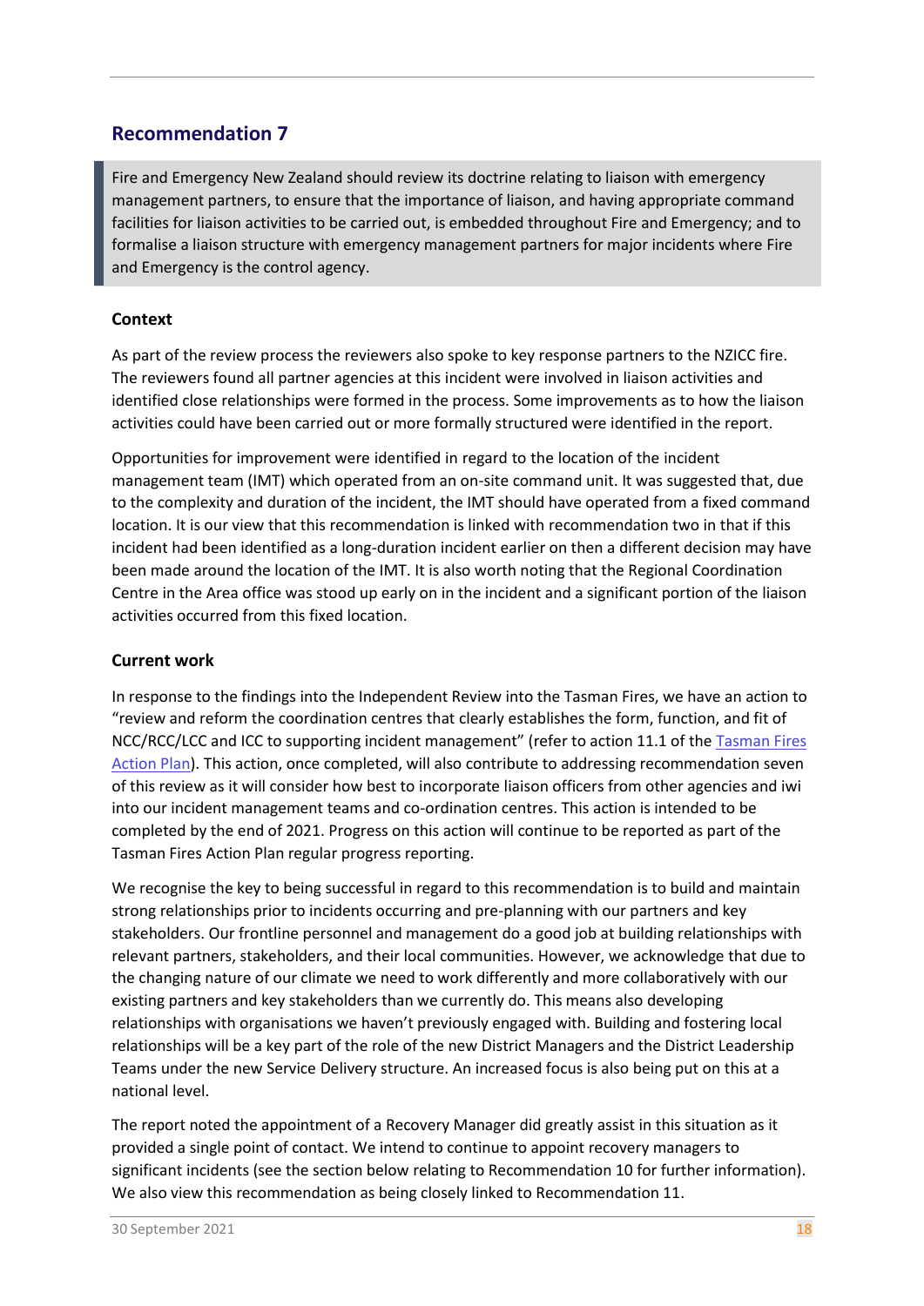## Recommendation 7

> Fire and Emergency New Zealand should review its doctrine relating to liaison with emergency management partners, to ensure that the importance of liaison, and having appropriate command facilities for liaison activities to be carried out, is embedded throughout Fire and Emergency; and to formalise a liaison structure with emergency management partners for major incidents where Fire and Emergency is the control agency.

### Context

As part of the review process the reviewers also spoke to key response partners to the NZICC fire. The reviewers found all partner agencies at this incident were involved in liaison activities and identified close relationships were formed in the process. Some improvements as to how the liaison activities could have been carried out or more formally structured were identified in the report.

Opportunities for improvement were identified in regard to the location of the incident management team (IMT) which operated from an on-site command unit. It was suggested that, due to the complexity and duration of the incident, the IMT should have operated from a fixed command location. It is our view that this recommendation is linked with recommendation two in that if this incident had been identified as a long-duration incident earlier on then a different decision may have been made around the location of the IMT. It is also worth noting that the Regional Coordination Centre in the Area office was stood up early on in the incident and a significant portion of the liaison activities occurred from this fixed location.

### Current work

In response to the findings into the Independent Review into the Tasman Fires, we have an action to "review and reform the coordination centres that clearly establishes the form, function, and fit of NCC/RCC/LCC and ICC to supporting incident management" (refer to action 11.1 of the Tasman Fires Action Plan). This action, once completed, will also contribute to addressing recommendation seven of this review as it will consider how best to incorporate liaison officers from other agencies and iwi into our incident management teams and co-ordination centres. This action is intended to be completed by the end of 2021. Progress on this action will continue to be reported as part of the Tasman Fires Action Plan regular progress reporting.

We recognise the key to being successful in regard to this recommendation is to build and maintain strong relationships prior to incidents occurring and pre-planning with our partners and key stakeholders. Our frontline personnel and management do a good job at building relationships with relevant partners, stakeholders, and their local communities. However, we acknowledge that due to the changing nature of our climate we need to work differently and more collaboratively with our existing partners and key stakeholders than we currently do. This means also developing relationships with organisations we haven't previously engaged with. Building and fostering local relationships will be a key part of the role of the new District Managers and the District Leadership Teams under the new Service Delivery structure. An increased focus is also being put on this at a national level.

The report noted the appointment of a Recovery Manager did greatly assist in this situation as it provided a single point of contact. We intend to continue to appoint recovery managers to significant incidents (see the section below relating to Recommendation 10 for further information). We also view this recommendation as being closely linked to Recommendation 11.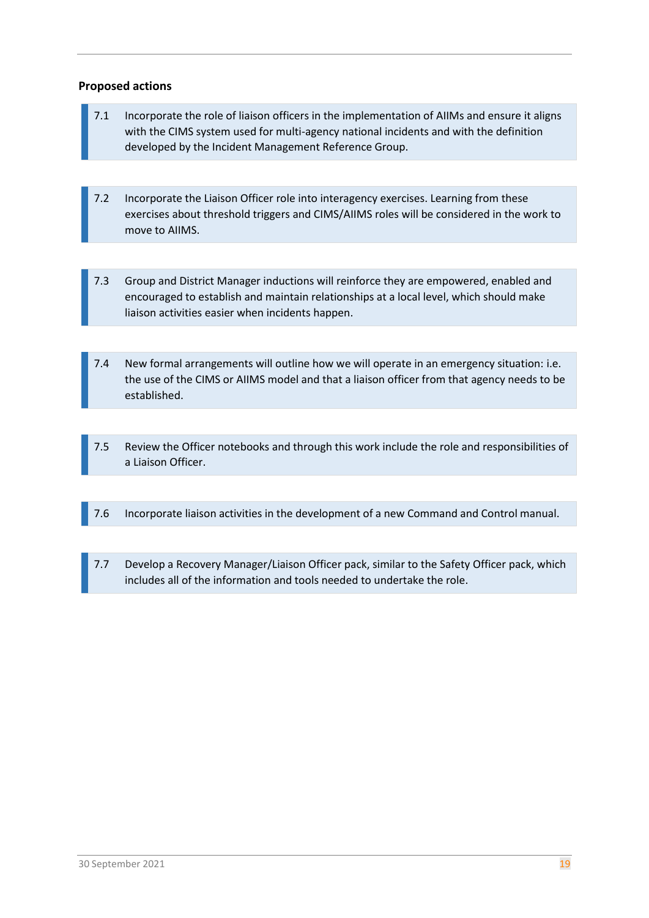**Proposed actions**

| | |
|---|---|
| 7.1 | Incorporate the role of liaison officers in the implementation of AIIMs and ensure it aligns with the CIMS system used for multi-agency national incidents and with the definition developed by the Incident Management Reference Group. |

| | |
|---|---|
| 7.2 | Incorporate the Liaison Officer role into interagency exercises. Learning from these exercises about threshold triggers and CIMS/AIIMS roles will be considered in the work to move to AIIMS. |

| | |
|---|---|
| 7.3 | Group and District Manager inductions will reinforce they are empowered, enabled and encouraged to establish and maintain relationships at a local level, which should make liaison activities easier when incidents happen. |

| | |
|---|---|
| 7.4 | New formal arrangements will outline how we will operate in an emergency situation: i.e. the use of the CIMS or AIIMS model and that a liaison officer from that agency needs to be established. |

| | |
|---|---|
| 7.5 | Review the Officer notebooks and through this work include the role and responsibilities of a Liaison Officer. |

| | |
|---|---|
| 7.6 | Incorporate liaison activities in the development of a new Command and Control manual. |

| | |
|---|---|
| 7.7 | Develop a Recovery Manager/Liaison Officer pack, similar to the Safety Officer pack, which includes all of the information and tools needed to undertake the role. |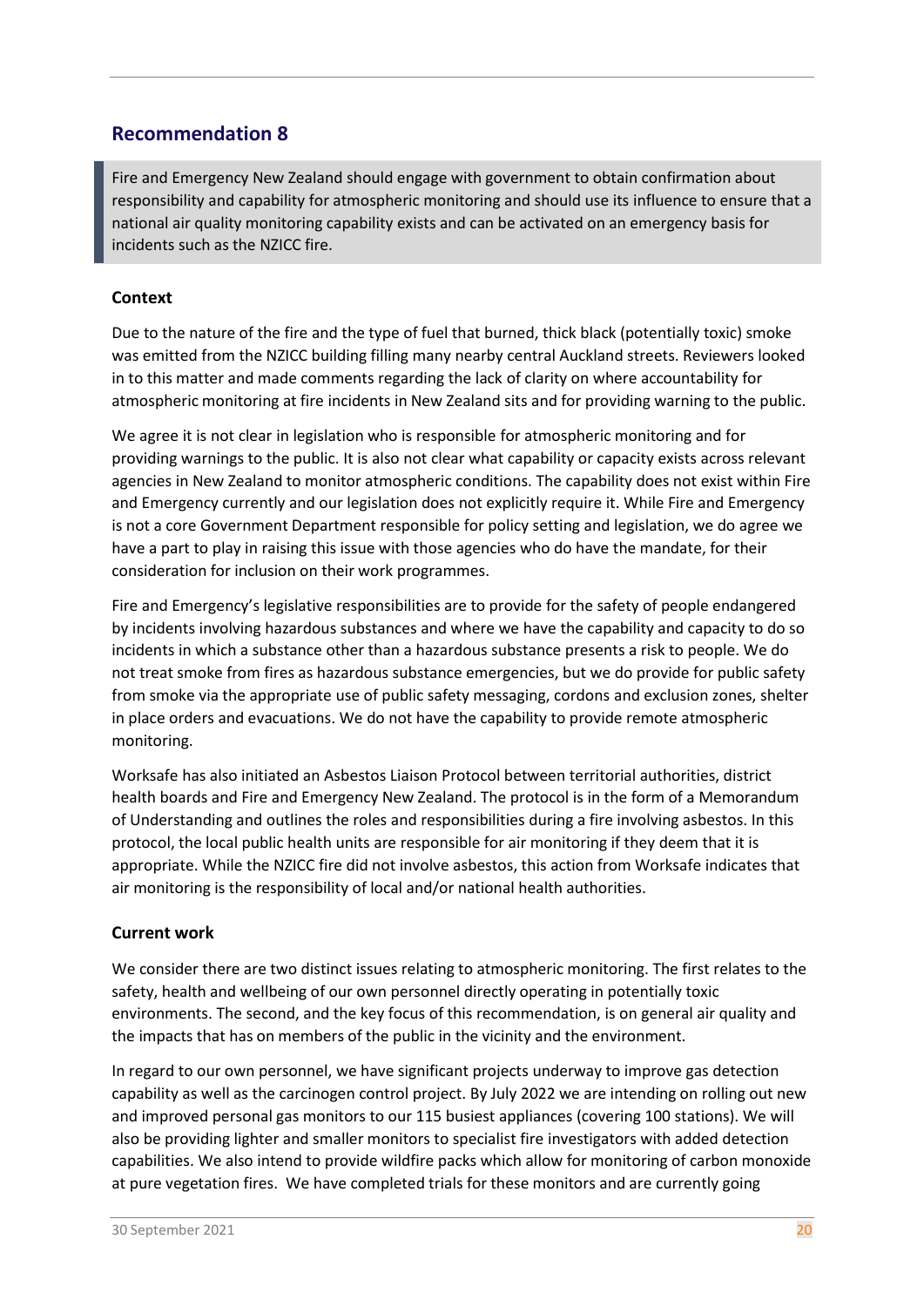## Recommendation 8

> Fire and Emergency New Zealand should engage with government to obtain confirmation about responsibility and capability for atmospheric monitoring and should use its influence to ensure that a national air quality monitoring capability exists and can be activated on an emergency basis for incidents such as the NZICC fire.

### Context

Due to the nature of the fire and the type of fuel that burned, thick black (potentially toxic) smoke was emitted from the NZICC building filling many nearby central Auckland streets. Reviewers looked in to this matter and made comments regarding the lack of clarity on where accountability for atmospheric monitoring at fire incidents in New Zealand sits and for providing warning to the public.

We agree it is not clear in legislation who is responsible for atmospheric monitoring and for providing warnings to the public. It is also not clear what capability or capacity exists across relevant agencies in New Zealand to monitor atmospheric conditions. The capability does not exist within Fire and Emergency currently and our legislation does not explicitly require it. While Fire and Emergency is not a core Government Department responsible for policy setting and legislation, we do agree we have a part to play in raising this issue with those agencies who do have the mandate, for their consideration for inclusion on their work programmes.

Fire and Emergency's legislative responsibilities are to provide for the safety of people endangered by incidents involving hazardous substances and where we have the capability and capacity to do so incidents in which a substance other than a hazardous substance presents a risk to people. We do not treat smoke from fires as hazardous substance emergencies, but we do provide for public safety from smoke via the appropriate use of public safety messaging, cordons and exclusion zones, shelter in place orders and evacuations. We do not have the capability to provide remote atmospheric monitoring.

Worksafe has also initiated an Asbestos Liaison Protocol between territorial authorities, district health boards and Fire and Emergency New Zealand. The protocol is in the form of a Memorandum of Understanding and outlines the roles and responsibilities during a fire involving asbestos. In this protocol, the local public health units are responsible for air monitoring if they deem that it is appropriate. While the NZICC fire did not involve asbestos, this action from Worksafe indicates that air monitoring is the responsibility of local and/or national health authorities.

### Current work

We consider there are two distinct issues relating to atmospheric monitoring. The first relates to the safety, health and wellbeing of our own personnel directly operating in potentially toxic environments. The second, and the key focus of this recommendation, is on general air quality and the impacts that has on members of the public in the vicinity and the environment.

In regard to our own personnel, we have significant projects underway to improve gas detection capability as well as the carcinogen control project. By July 2022 we are intending on rolling out new and improved personal gas monitors to our 115 busiest appliances (covering 100 stations). We will also be providing lighter and smaller monitors to specialist fire investigators with added detection capabilities. We also intend to provide wildfire packs which allow for monitoring of carbon monoxide at pure vegetation fires. We have completed trials for these monitors and are currently going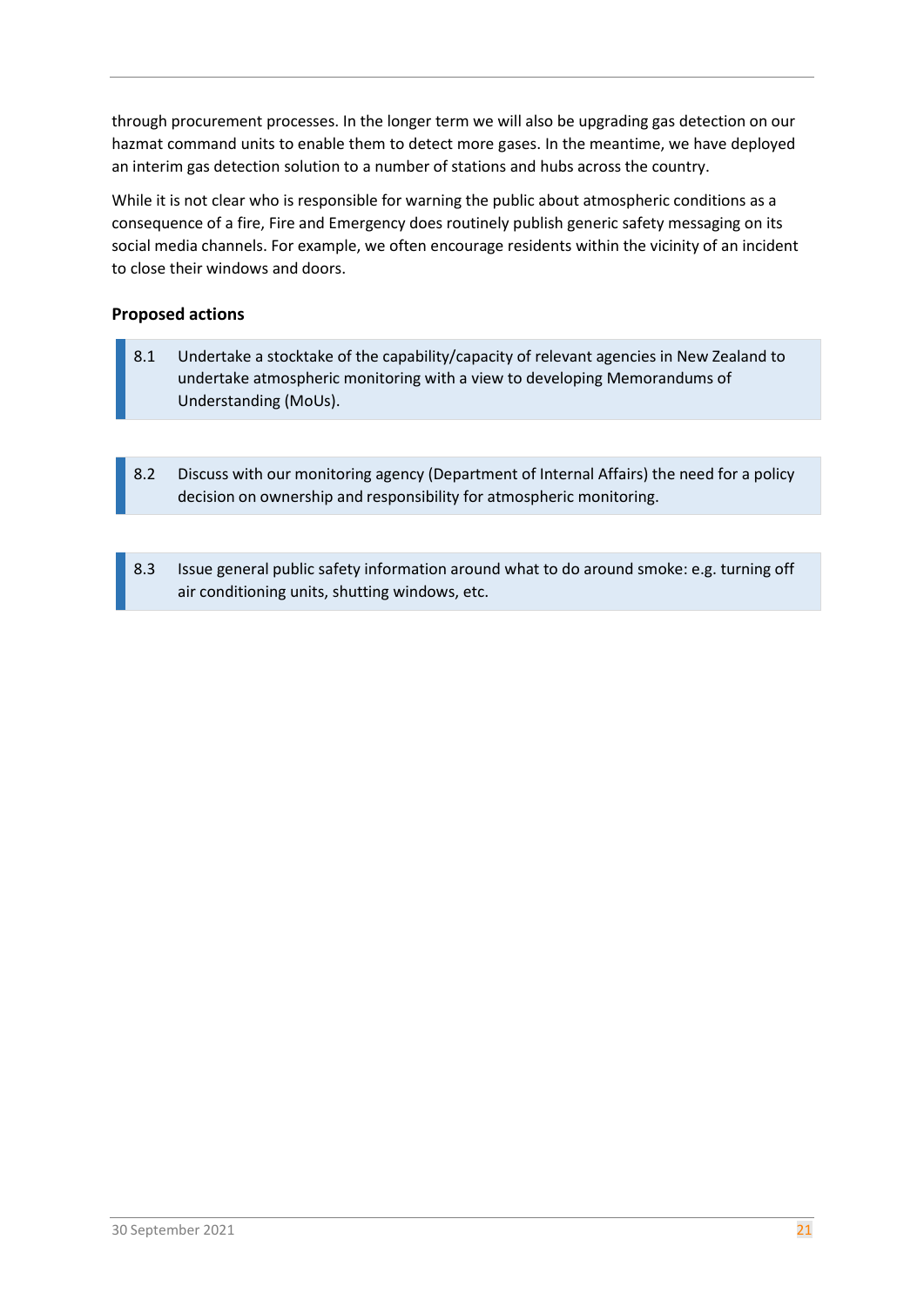through procurement processes. In the longer term we will also be upgrading gas detection on our hazmat command units to enable them to detect more gases. In the meantime, we have deployed an interim gas detection solution to a number of stations and hubs across the country.

While it is not clear who is responsible for warning the public about atmospheric conditions as a consequence of a fire, Fire and Emergency does routinely publish generic safety messaging on its social media channels. For example, we often encourage residents within the vicinity of an incident to close their windows and doors.

**Proposed actions**

> 8.1 Undertake a stocktake of the capability/capacity of relevant agencies in New Zealand to undertake atmospheric monitoring with a view to developing Memorandums of Understanding (MoUs).

> 8.2 Discuss with our monitoring agency (Department of Internal Affairs) the need for a policy decision on ownership and responsibility for atmospheric monitoring.

> 8.3 Issue general public safety information around what to do around smoke: e.g. turning off air conditioning units, shutting windows, etc.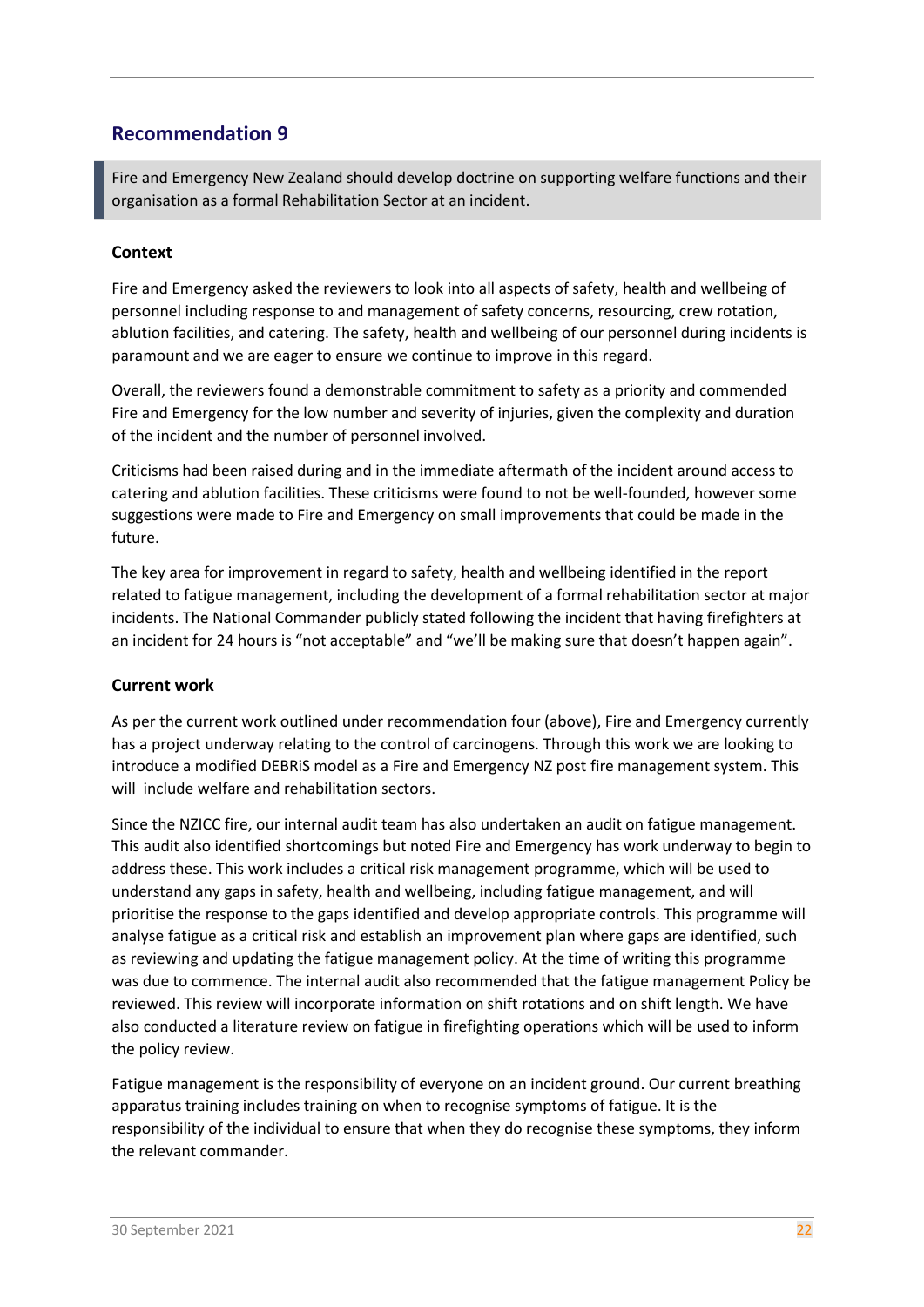## Recommendation 9

> Fire and Emergency New Zealand should develop doctrine on supporting welfare functions and their organisation as a formal Rehabilitation Sector at an incident.

### Context

Fire and Emergency asked the reviewers to look into all aspects of safety, health and wellbeing of personnel including response to and management of safety concerns, resourcing, crew rotation, ablution facilities, and catering. The safety, health and wellbeing of our personnel during incidents is paramount and we are eager to ensure we continue to improve in this regard.

Overall, the reviewers found a demonstrable commitment to safety as a priority and commended Fire and Emergency for the low number and severity of injuries, given the complexity and duration of the incident and the number of personnel involved.

Criticisms had been raised during and in the immediate aftermath of the incident around access to catering and ablution facilities. These criticisms were found to not be well-founded, however some suggestions were made to Fire and Emergency on small improvements that could be made in the future.

The key area for improvement in regard to safety, health and wellbeing identified in the report related to fatigue management, including the development of a formal rehabilitation sector at major incidents. The National Commander publicly stated following the incident that having firefighters at an incident for 24 hours is "not acceptable" and "we'll be making sure that doesn't happen again".

### Current work

As per the current work outlined under recommendation four (above), Fire and Emergency currently has a project underway relating to the control of carcinogens. Through this work we are looking to introduce a modified DEBRiS model as a Fire and Emergency NZ post fire management system. This will include welfare and rehabilitation sectors.

Since the NZICC fire, our internal audit team has also undertaken an audit on fatigue management. This audit also identified shortcomings but noted Fire and Emergency has work underway to begin to address these. This work includes a critical risk management programme, which will be used to understand any gaps in safety, health and wellbeing, including fatigue management, and will prioritise the response to the gaps identified and develop appropriate controls. This programme will analyse fatigue as a critical risk and establish an improvement plan where gaps are identified, such as reviewing and updating the fatigue management policy. At the time of writing this programme was due to commence. The internal audit also recommended that the fatigue management Policy be reviewed. This review will incorporate information on shift rotations and on shift length. We have also conducted a literature review on fatigue in firefighting operations which will be used to inform the policy review.

Fatigue management is the responsibility of everyone on an incident ground. Our current breathing apparatus training includes training on when to recognise symptoms of fatigue. It is the responsibility of the individual to ensure that when they do recognise these symptoms, they inform the relevant commander.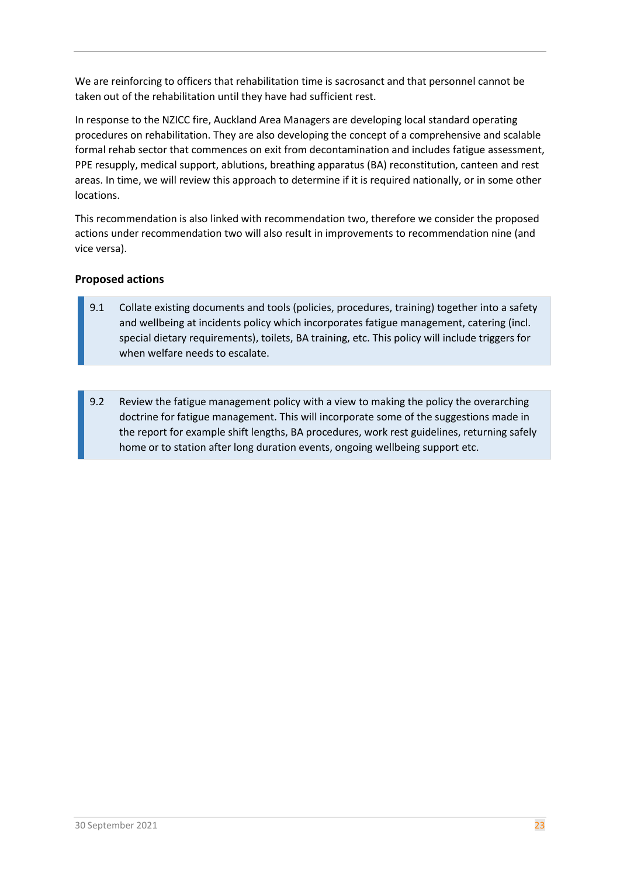We are reinforcing to officers that rehabilitation time is sacrosanct and that personnel cannot be taken out of the rehabilitation until they have had sufficient rest.

In response to the NZICC fire, Auckland Area Managers are developing local standard operating procedures on rehabilitation. They are also developing the concept of a comprehensive and scalable formal rehab sector that commences on exit from decontamination and includes fatigue assessment, PPE resupply, medical support, ablutions, breathing apparatus (BA) reconstitution, canteen and rest areas. In time, we will review this approach to determine if it is required nationally, or in some other locations.

This recommendation is also linked with recommendation two, therefore we consider the proposed actions under recommendation two will also result in improvements to recommendation nine (and vice versa).

### Proposed actions

> 9.1 Collate existing documents and tools (policies, procedures, training) together into a safety and wellbeing at incidents policy which incorporates fatigue management, catering (incl. special dietary requirements), toilets, BA training, etc. This policy will include triggers for when welfare needs to escalate.

> 9.2 Review the fatigue management policy with a view to making the policy the overarching doctrine for fatigue management. This will incorporate some of the suggestions made in the report for example shift lengths, BA procedures, work rest guidelines, returning safely home or to station after long duration events, ongoing wellbeing support etc.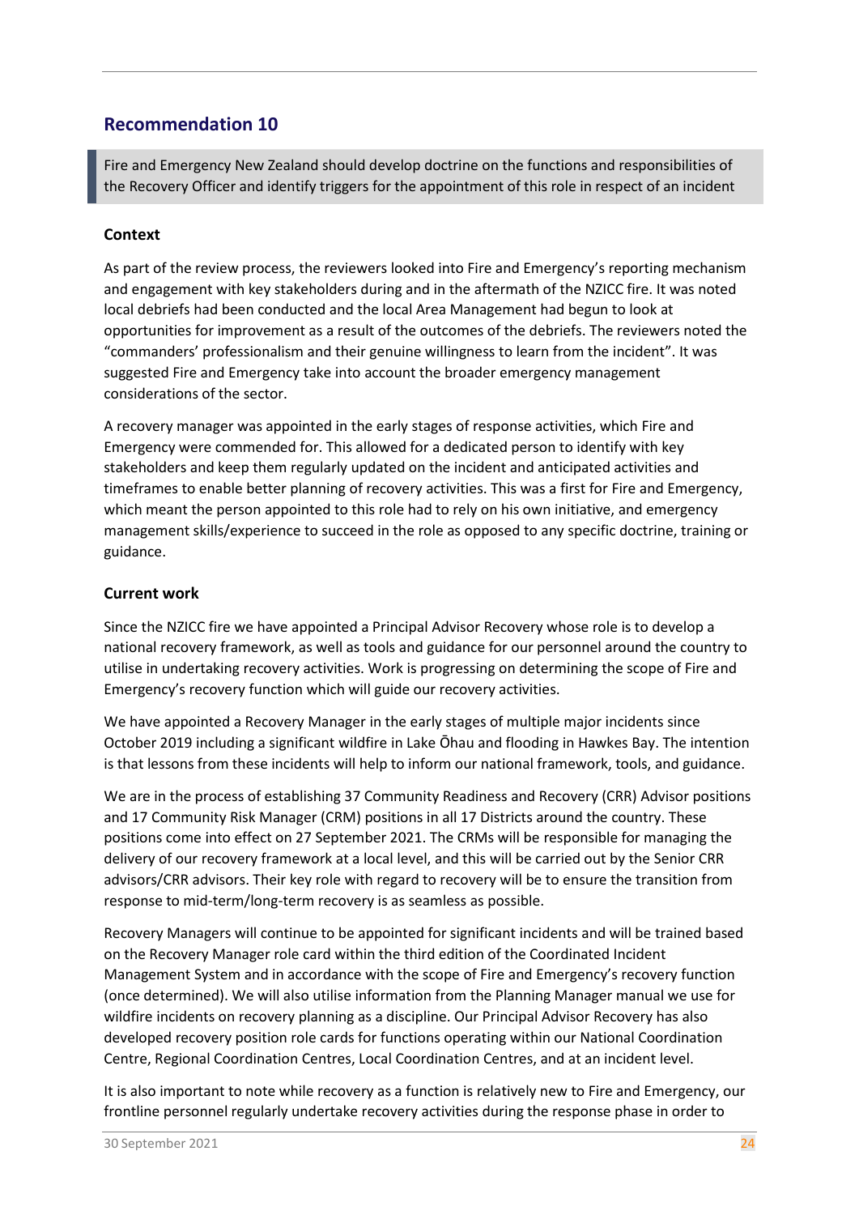## Recommendation 10

> Fire and Emergency New Zealand should develop doctrine on the functions and responsibilities of the Recovery Officer and identify triggers for the appointment of this role in respect of an incident

### Context

As part of the review process, the reviewers looked into Fire and Emergency's reporting mechanism and engagement with key stakeholders during and in the aftermath of the NZICC fire. It was noted local debriefs had been conducted and the local Area Management had begun to look at opportunities for improvement as a result of the outcomes of the debriefs. The reviewers noted the "commanders' professionalism and their genuine willingness to learn from the incident". It was suggested Fire and Emergency take into account the broader emergency management considerations of the sector.

A recovery manager was appointed in the early stages of response activities, which Fire and Emergency were commended for. This allowed for a dedicated person to identify with key stakeholders and keep them regularly updated on the incident and anticipated activities and timeframes to enable better planning of recovery activities. This was a first for Fire and Emergency, which meant the person appointed to this role had to rely on his own initiative, and emergency management skills/experience to succeed in the role as opposed to any specific doctrine, training or guidance.

### Current work

Since the NZICC fire we have appointed a Principal Advisor Recovery whose role is to develop a national recovery framework, as well as tools and guidance for our personnel around the country to utilise in undertaking recovery activities. Work is progressing on determining the scope of Fire and Emergency's recovery function which will guide our recovery activities.

We have appointed a Recovery Manager in the early stages of multiple major incidents since October 2019 including a significant wildfire in Lake Ōhau and flooding in Hawkes Bay. The intention is that lessons from these incidents will help to inform our national framework, tools, and guidance.

We are in the process of establishing 37 Community Readiness and Recovery (CRR) Advisor positions and 17 Community Risk Manager (CRM) positions in all 17 Districts around the country. These positions come into effect on 27 September 2021. The CRMs will be responsible for managing the delivery of our recovery framework at a local level, and this will be carried out by the Senior CRR advisors/CRR advisors. Their key role with regard to recovery will be to ensure the transition from response to mid-term/long-term recovery is as seamless as possible.

Recovery Managers will continue to be appointed for significant incidents and will be trained based on the Recovery Manager role card within the third edition of the Coordinated Incident Management System and in accordance with the scope of Fire and Emergency's recovery function (once determined). We will also utilise information from the Planning Manager manual we use for wildfire incidents on recovery planning as a discipline. Our Principal Advisor Recovery has also developed recovery position role cards for functions operating within our National Coordination Centre, Regional Coordination Centres, Local Coordination Centres, and at an incident level.

It is also important to note while recovery as a function is relatively new to Fire and Emergency, our frontline personnel regularly undertake recovery activities during the response phase in order to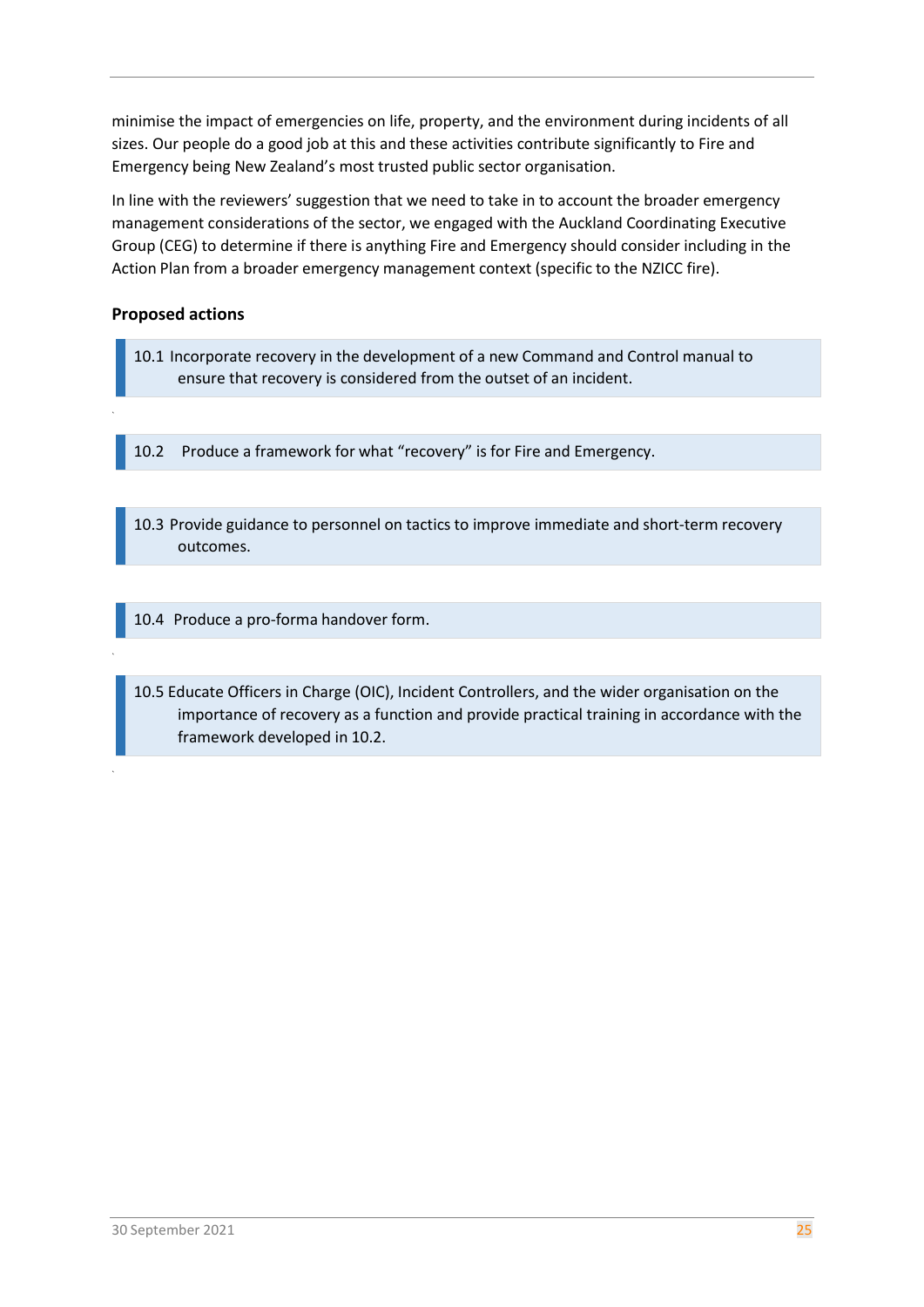minimise the impact of emergencies on life, property, and the environment during incidents of all sizes. Our people do a good job at this and these activities contribute significantly to Fire and Emergency being New Zealand's most trusted public sector organisation.

In line with the reviewers' suggestion that we need to take in to account the broader emergency management considerations of the sector, we engaged with the Auckland Coordinating Executive Group (CEG) to determine if there is anything Fire and Emergency should consider including in the Action Plan from a broader emergency management context (specific to the NZICC fire).

**Proposed actions**

> 10.1 Incorporate recovery in the development of a new Command and Control manual to ensure that recovery is considered from the outset of an incident.

> 10.2 Produce a framework for what "recovery" is for Fire and Emergency.

> 10.3 Provide guidance to personnel on tactics to improve immediate and short-term recovery outcomes.

> 10.4 Produce a pro-forma handover form.

> 10.5 Educate Officers in Charge (OIC), Incident Controllers, and the wider organisation on the importance of recovery as a function and provide practical training in accordance with the framework developed in 10.2.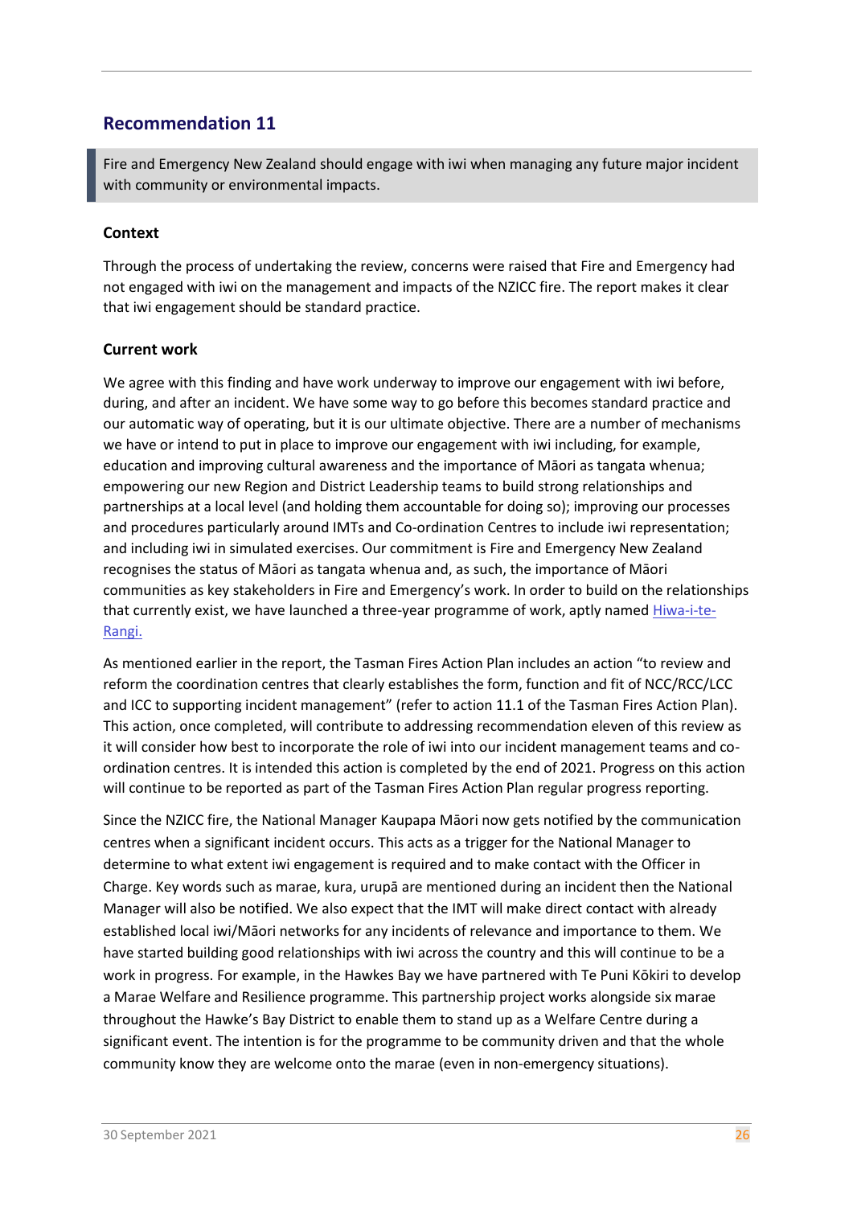## Recommendation 11

> Fire and Emergency New Zealand should engage with iwi when managing any future major incident with community or environmental impacts.

### Context

Through the process of undertaking the review, concerns were raised that Fire and Emergency had not engaged with iwi on the management and impacts of the NZICC fire. The report makes it clear that iwi engagement should be standard practice.

### Current work

We agree with this finding and have work underway to improve our engagement with iwi before, during, and after an incident. We have some way to go before this becomes standard practice and our automatic way of operating, but it is our ultimate objective. There are a number of mechanisms we have or intend to put in place to improve our engagement with iwi including, for example, education and improving cultural awareness and the importance of Māori as tangata whenua; empowering our new Region and District Leadership teams to build strong relationships and partnerships at a local level (and holding them accountable for doing so); improving our processes and procedures particularly around IMTs and Co-ordination Centres to include iwi representation; and including iwi in simulated exercises. Our commitment is Fire and Emergency New Zealand recognises the status of Māori as tangata whenua and, as such, the importance of Māori communities as key stakeholders in Fire and Emergency's work. In order to build on the relationships that currently exist, we have launched a three-year programme of work, aptly named Hiwa-i-te-Rangi.

As mentioned earlier in the report, the Tasman Fires Action Plan includes an action "to review and reform the coordination centres that clearly establishes the form, function and fit of NCC/RCC/LCC and ICC to supporting incident management" (refer to action 11.1 of the Tasman Fires Action Plan). This action, once completed, will contribute to addressing recommendation eleven of this review as it will consider how best to incorporate the role of iwi into our incident management teams and co-ordination centres. It is intended this action is completed by the end of 2021. Progress on this action will continue to be reported as part of the Tasman Fires Action Plan regular progress reporting.

Since the NZICC fire, the National Manager Kaupapa Māori now gets notified by the communication centres when a significant incident occurs. This acts as a trigger for the National Manager to determine to what extent iwi engagement is required and to make contact with the Officer in Charge. Key words such as marae, kura, urupā are mentioned during an incident then the National Manager will also be notified. We also expect that the IMT will make direct contact with already established local iwi/Māori networks for any incidents of relevance and importance to them. We have started building good relationships with iwi across the country and this will continue to be a work in progress. For example, in the Hawkes Bay we have partnered with Te Puni Kōkiri to develop a Marae Welfare and Resilience programme. This partnership project works alongside six marae throughout the Hawke's Bay District to enable them to stand up as a Welfare Centre during a significant event. The intention is for the programme to be community driven and that the whole community know they are welcome onto the marae (even in non-emergency situations).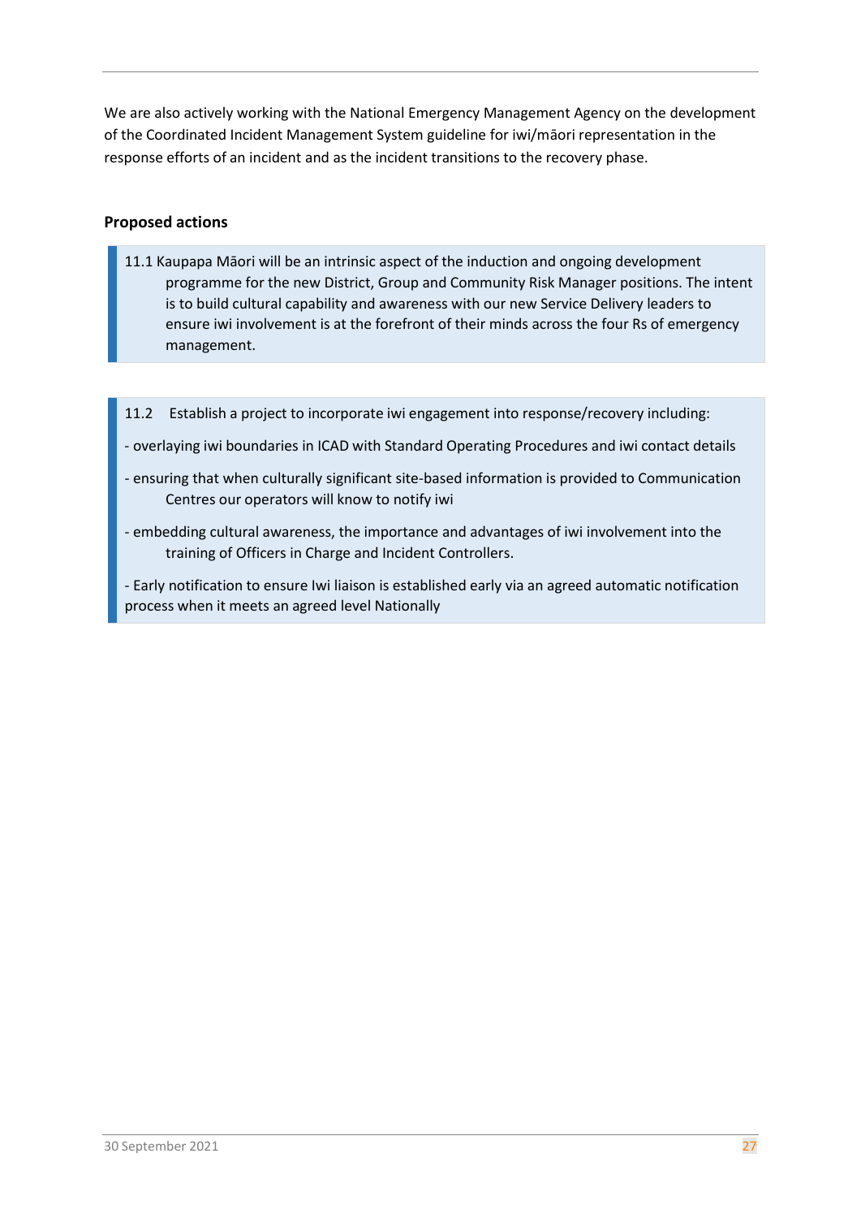We are also actively working with the National Emergency Management Agency on the development of the Coordinated Incident Management System guideline for iwi/māori representation in the response efforts of an incident and as the incident transitions to the recovery phase.

**Proposed actions**

> 11.1 Kaupapa Māori will be an intrinsic aspect of the induction and ongoing development programme for the new District, Group and Community Risk Manager positions. The intent is to build cultural capability and awareness with our new Service Delivery leaders to ensure iwi involvement is at the forefront of their minds across the four Rs of emergency management.

> 11.2 Establish a project to incorporate iwi engagement into response/recovery including:
>
> - overlaying iwi boundaries in ICAD with Standard Operating Procedures and iwi contact details
> - ensuring that when culturally significant site-based information is provided to Communication Centres our operators will know to notify iwi
> - embedding cultural awareness, the importance and advantages of iwi involvement into the training of Officers in Charge and Incident Controllers.
> - Early notification to ensure Iwi liaison is established early via an agreed automatic notification process when it meets an agreed level Nationally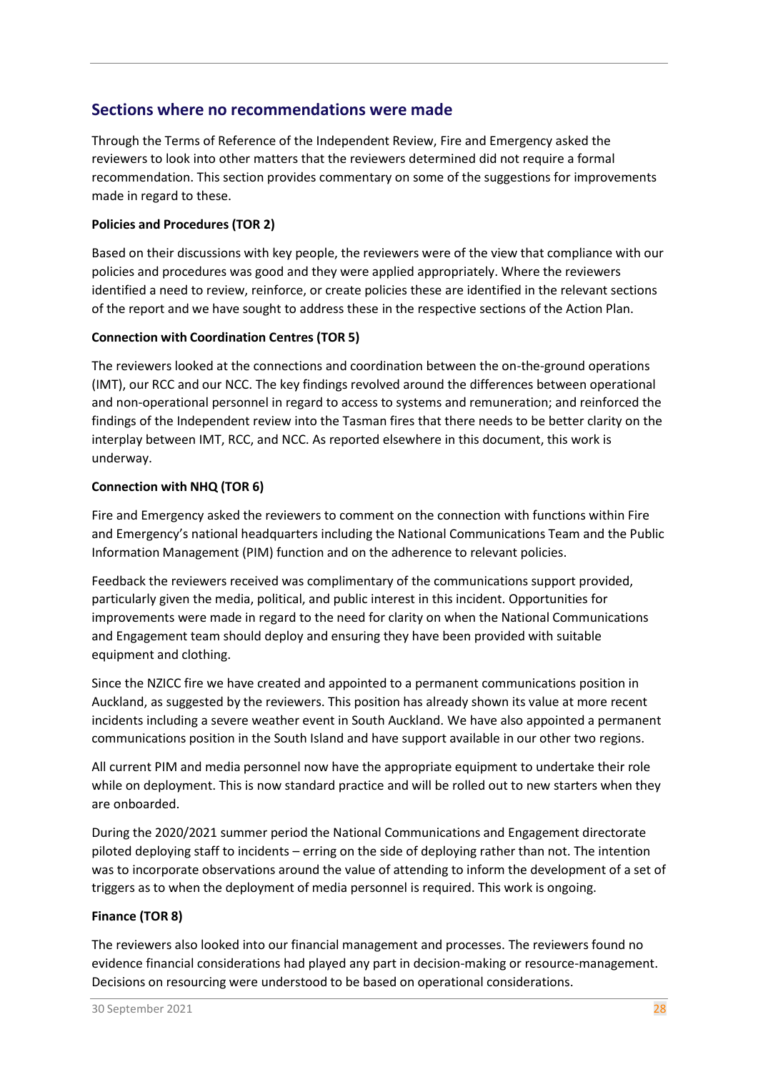## Sections where no recommendations were made

Through the Terms of Reference of the Independent Review, Fire and Emergency asked the reviewers to look into other matters that the reviewers determined did not require a formal recommendation. This section provides commentary on some of the suggestions for improvements made in regard to these.

**Policies and Procedures (TOR 2)**

Based on their discussions with key people, the reviewers were of the view that compliance with our policies and procedures was good and they were applied appropriately. Where the reviewers identified a need to review, reinforce, or create policies these are identified in the relevant sections of the report and we have sought to address these in the respective sections of the Action Plan.

**Connection with Coordination Centres (TOR 5)**

The reviewers looked at the connections and coordination between the on-the-ground operations (IMT), our RCC and our NCC. The key findings revolved around the differences between operational and non-operational personnel in regard to access to systems and remuneration; and reinforced the findings of the Independent review into the Tasman fires that there needs to be better clarity on the interplay between IMT, RCC, and NCC. As reported elsewhere in this document, this work is underway.

**Connection with NHQ (TOR 6)**

Fire and Emergency asked the reviewers to comment on the connection with functions within Fire and Emergency's national headquarters including the National Communications Team and the Public Information Management (PIM) function and on the adherence to relevant policies.

Feedback the reviewers received was complimentary of the communications support provided, particularly given the media, political, and public interest in this incident. Opportunities for improvements were made in regard to the need for clarity on when the National Communications and Engagement team should deploy and ensuring they have been provided with suitable equipment and clothing.

Since the NZICC fire we have created and appointed to a permanent communications position in Auckland, as suggested by the reviewers. This position has already shown its value at more recent incidents including a severe weather event in South Auckland. We have also appointed a permanent communications position in the South Island and have support available in our other two regions.

All current PIM and media personnel now have the appropriate equipment to undertake their role while on deployment. This is now standard practice and will be rolled out to new starters when they are onboarded.

During the 2020/2021 summer period the National Communications and Engagement directorate piloted deploying staff to incidents – erring on the side of deploying rather than not. The intention was to incorporate observations around the value of attending to inform the development of a set of triggers as to when the deployment of media personnel is required. This work is ongoing.

**Finance (TOR 8)**

The reviewers also looked into our financial management and processes. The reviewers found no evidence financial considerations had played any part in decision-making or resource-management. Decisions on resourcing were understood to be based on operational considerations.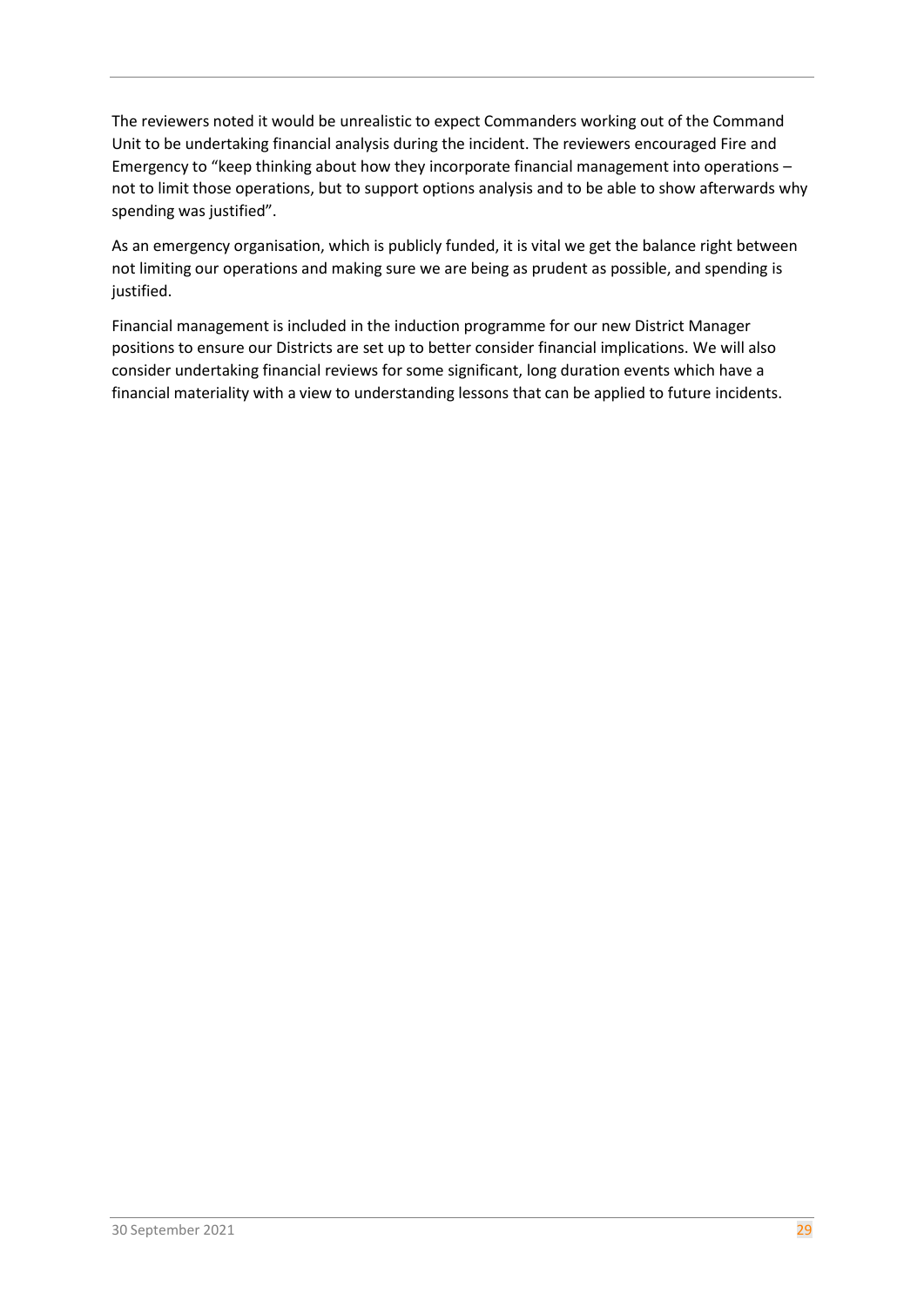The reviewers noted it would be unrealistic to expect Commanders working out of the Command Unit to be undertaking financial analysis during the incident. The reviewers encouraged Fire and Emergency to "keep thinking about how they incorporate financial management into operations – not to limit those operations, but to support options analysis and to be able to show afterwards why spending was justified".

As an emergency organisation, which is publicly funded, it is vital we get the balance right between not limiting our operations and making sure we are being as prudent as possible, and spending is justified.

Financial management is included in the induction programme for our new District Manager positions to ensure our Districts are set up to better consider financial implications. We will also consider undertaking financial reviews for some significant, long duration events which have a financial materiality with a view to understanding lessons that can be applied to future incidents.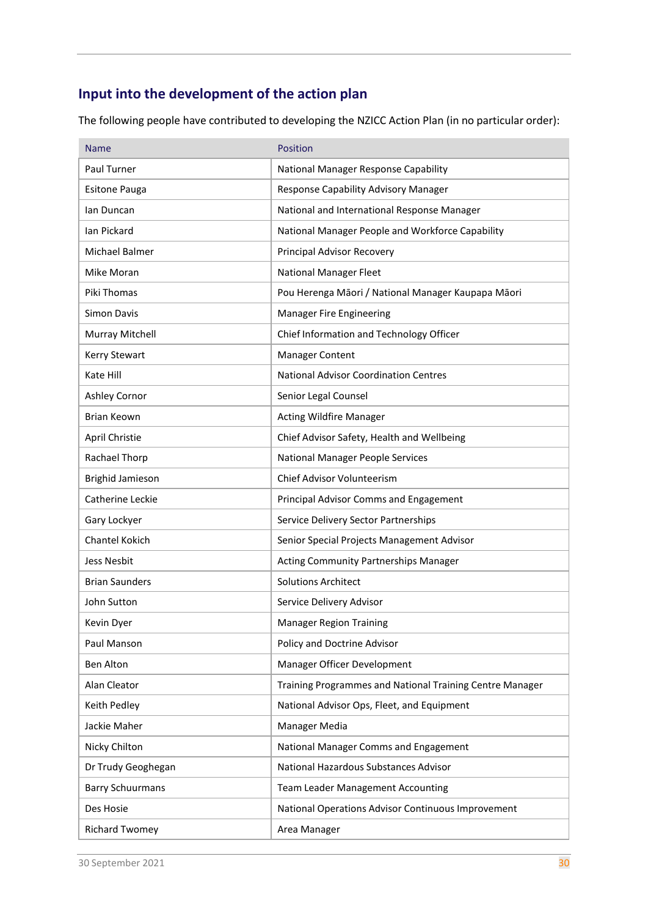## Input into the development of the action plan

The following people have contributed to developing the NZICC Action Plan (in no particular order):

| Name | Position |
|---|---|
| Paul Turner | National Manager Response Capability |
| Esitone Pauga | Response Capability Advisory Manager |
| Ian Duncan | National and International Response Manager |
| Ian Pickard | National Manager People and Workforce Capability |
| Michael Balmer | Principal Advisor Recovery |
| Mike Moran | National Manager Fleet |
| Piki Thomas | Pou Herenga Māori / National Manager Kaupapa Māori |
| Simon Davis | Manager Fire Engineering |
| Murray Mitchell | Chief Information and Technology Officer |
| Kerry Stewart | Manager Content |
| Kate Hill | National Advisor Coordination Centres |
| Ashley Cornor | Senior Legal Counsel |
| Brian Keown | Acting Wildfire Manager |
| April Christie | Chief Advisor Safety, Health and Wellbeing |
| Rachael Thorp | National Manager People Services |
| Brighid Jamieson | Chief Advisor Volunteerism |
| Catherine Leckie | Principal Advisor Comms and Engagement |
| Gary Lockyer | Service Delivery Sector Partnerships |
| Chantel Kokich | Senior Special Projects Management Advisor |
| Jess Nesbit | Acting Community Partnerships Manager |
| Brian Saunders | Solutions Architect |
| John Sutton | Service Delivery Advisor |
| Kevin Dyer | Manager Region Training |
| Paul Manson | Policy and Doctrine Advisor |
| Ben Alton | Manager Officer Development |
| Alan Cleator | Training Programmes and National Training Centre Manager |
| Keith Pedley | National Advisor Ops, Fleet, and Equipment |
| Jackie Maher | Manager Media |
| Nicky Chilton | National Manager Comms and Engagement |
| Dr Trudy Geoghegan | National Hazardous Substances Advisor |
| Barry Schuurmans | Team Leader Management Accounting |
| Des Hosie | National Operations Advisor Continuous Improvement |
| Richard Twomey | Area Manager |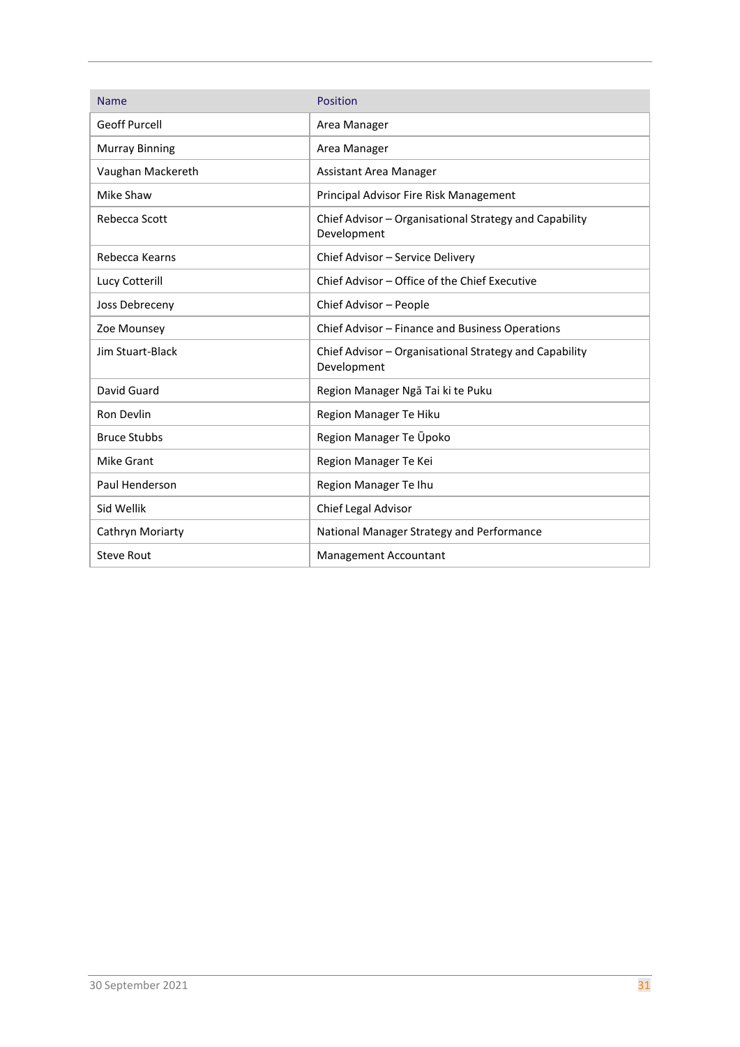| Name | Position |
|---|---|
| Geoff Purcell | Area Manager |
| Murray Binning | Area Manager |
| Vaughan Mackereth | Assistant Area Manager |
| Mike Shaw | Principal Advisor Fire Risk Management |
| Rebecca Scott | Chief Advisor – Organisational Strategy and Capability Development |
| Rebecca Kearns | Chief Advisor – Service Delivery |
| Lucy Cotterill | Chief Advisor – Office of the Chief Executive |
| Joss Debreceny | Chief Advisor – People |
| Zoe Mounsey | Chief Advisor – Finance and Business Operations |
| Jim Stuart-Black | Chief Advisor – Organisational Strategy and Capability Development |
| David Guard | Region Manager Ngā Tai ki te Puku |
| Ron Devlin | Region Manager Te Hiku |
| Bruce Stubbs | Region Manager Te Ūpoko |
| Mike Grant | Region Manager Te Kei |
| Paul Henderson | Region Manager Te Ihu |
| Sid Wellik | Chief Legal Advisor |
| Cathryn Moriarty | National Manager Strategy and Performance |
| Steve Rout | Management Accountant |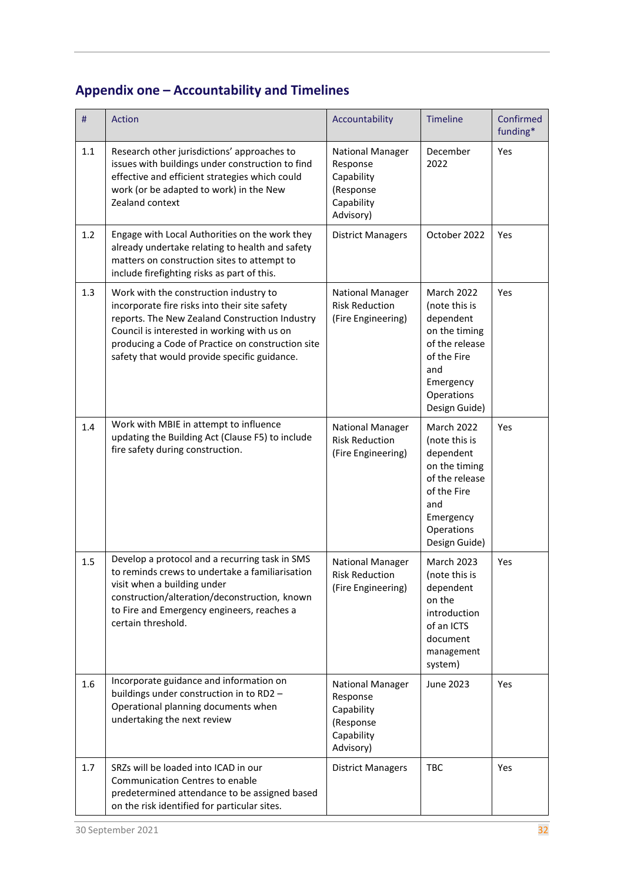## Appendix one – Accountability and Timelines

| # | Action | Accountability | Timeline | Confirmed funding* |
|---|---|---|---|---|
| 1.1 | Research other jurisdictions' approaches to issues with buildings under construction to find effective and efficient strategies which could work (or be adapted to work) in the New Zealand context | National Manager Response Capability (Response Capability Advisory) | December 2022 | Yes |
| 1.2 | Engage with Local Authorities on the work they already undertake relating to health and safety matters on construction sites to attempt to include firefighting risks as part of this. | District Managers | October 2022 | Yes |
| 1.3 | Work with the construction industry to incorporate fire risks into their site safety reports. The New Zealand Construction Industry Council is interested in working with us on producing a Code of Practice on construction site safety that would provide specific guidance. | National Manager Risk Reduction (Fire Engineering) | March 2022 (note this is dependent on the timing of the release of the Fire and Emergency Operations Design Guide) | Yes |
| 1.4 | Work with MBIE in attempt to influence updating the Building Act (Clause F5) to include fire safety during construction. | National Manager Risk Reduction (Fire Engineering) | March 2022 (note this is dependent on the timing of the release of the Fire and Emergency Operations Design Guide) | Yes |
| 1.5 | Develop a protocol and a recurring task in SMS to reminds crews to undertake a familiarisation visit when a building under construction/alteration/deconstruction, known to Fire and Emergency engineers, reaches a certain threshold. | National Manager Risk Reduction (Fire Engineering) | March 2023 (note this is dependent on the introduction of an ICTS document management system) | Yes |
| 1.6 | Incorporate guidance and information on buildings under construction in to RD2 – Operational planning documents when undertaking the next review | National Manager Response Capability (Response Capability Advisory) | June 2023 | Yes |
| 1.7 | SRZs will be loaded into ICAD in our Communication Centres to enable predetermined attendance to be assigned based on the risk identified for particular sites. | District Managers | TBC | Yes |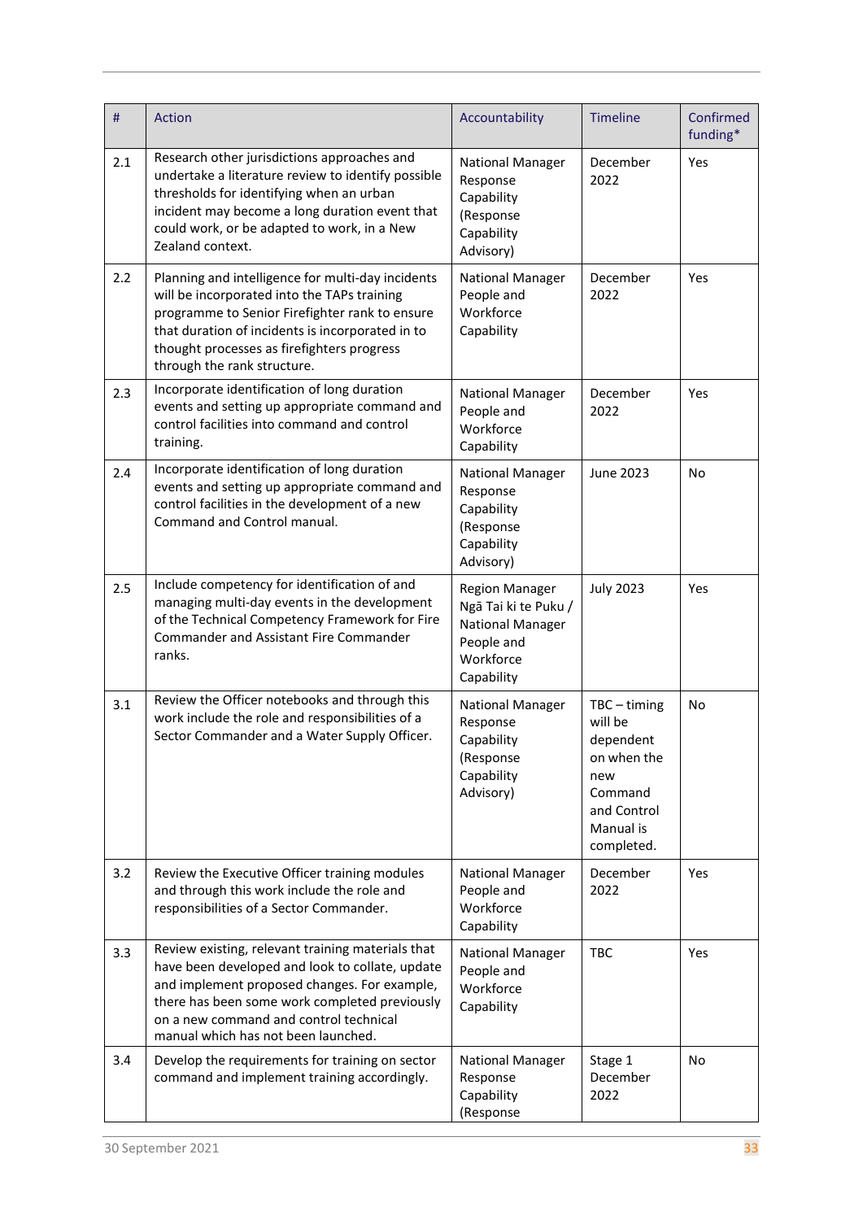| # | Action | Accountability | Timeline | Confirmed funding* |
|---|---|---|---|---|
| 2.1 | Research other jurisdictions approaches and undertake a literature review to identify possible thresholds for identifying when an urban incident may become a long duration event that could work, or be adapted to work, in a New Zealand context. | National Manager Response Capability (Response Capability Advisory) | December 2022 | Yes |
| 2.2 | Planning and intelligence for multi-day incidents will be incorporated into the TAPs training programme to Senior Firefighter rank to ensure that duration of incidents is incorporated in to thought processes as firefighters progress through the rank structure. | National Manager People and Workforce Capability | December 2022 | Yes |
| 2.3 | Incorporate identification of long duration events and setting up appropriate command and control facilities into command and control training. | National Manager People and Workforce Capability | December 2022 | Yes |
| 2.4 | Incorporate identification of long duration events and setting up appropriate command and control facilities in the development of a new Command and Control manual. | National Manager Response Capability (Response Capability Advisory) | June 2023 | No |
| 2.5 | Include competency for identification of and managing multi-day events in the development of the Technical Competency Framework for Fire Commander and Assistant Fire Commander ranks. | Region Manager Ngā Tai ki te Puku / National Manager People and Workforce Capability | July 2023 | Yes |
| 3.1 | Review the Officer notebooks and through this work include the role and responsibilities of a Sector Commander and a Water Supply Officer. | National Manager Response Capability (Response Capability Advisory) | TBC – timing will be dependent on when the new Command and Control Manual is completed. | No |
| 3.2 | Review the Executive Officer training modules and through this work include the role and responsibilities of a Sector Commander. | National Manager People and Workforce Capability | December 2022 | Yes |
| 3.3 | Review existing, relevant training materials that have been developed and look to collate, update and implement proposed changes. For example, there has been some work completed previously on a new command and control technical manual which has not been launched. | National Manager People and Workforce Capability | TBC | Yes |
| 3.4 | Develop the requirements for training on sector command and implement training accordingly. | National Manager Response Capability (Response | Stage 1 December 2022 | No |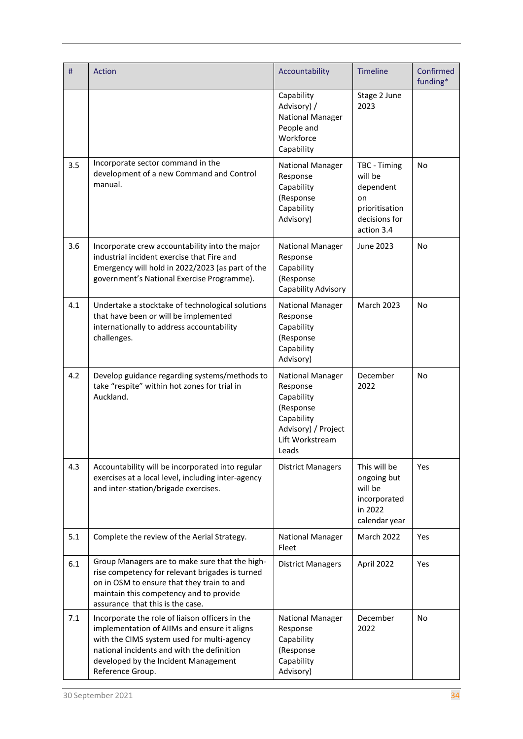| # | Action | Accountability | Timeline | Confirmed funding* |
|---|---|---|---|---|
| | | Capability Advisory) / National Manager People and Workforce Capability | Stage 2 June 2023 | |
| 3.5 | Incorporate sector command in the development of a new Command and Control manual. | National Manager Response Capability (Response Capability Advisory) | TBC - Timing will be dependent on prioritisation decisions for action 3.4 | No |
| 3.6 | Incorporate crew accountability into the major industrial incident exercise that Fire and Emergency will hold in 2022/2023 (as part of the government's National Exercise Programme). | National Manager Response Capability (Response Capability Advisory | June 2023 | No |
| 4.1 | Undertake a stocktake of technological solutions that have been or will be implemented internationally to address accountability challenges. | National Manager Response Capability (Response Capability Advisory) | March 2023 | No |
| 4.2 | Develop guidance regarding systems/methods to take "respite" within hot zones for trial in Auckland. | National Manager Response Capability (Response Capability Advisory) / Project Lift Workstream Leads | December 2022 | No |
| 4.3 | Accountability will be incorporated into regular exercises at a local level, including inter-agency and inter-station/brigade exercises. | District Managers | This will be ongoing but will be incorporated in 2022 calendar year | Yes |
| 5.1 | Complete the review of the Aerial Strategy. | National Manager Fleet | March 2022 | Yes |
| 6.1 | Group Managers are to make sure that the high-rise competency for relevant brigades is turned on in OSM to ensure that they train to and maintain this competency and to provide assurance that this is the case. | District Managers | April 2022 | Yes |
| 7.1 | Incorporate the role of liaison officers in the implementation of AIIMs and ensure it aligns with the CIMS system used for multi-agency national incidents and with the definition developed by the Incident Management Reference Group. | National Manager Response Capability (Response Capability Advisory) | December 2022 | No |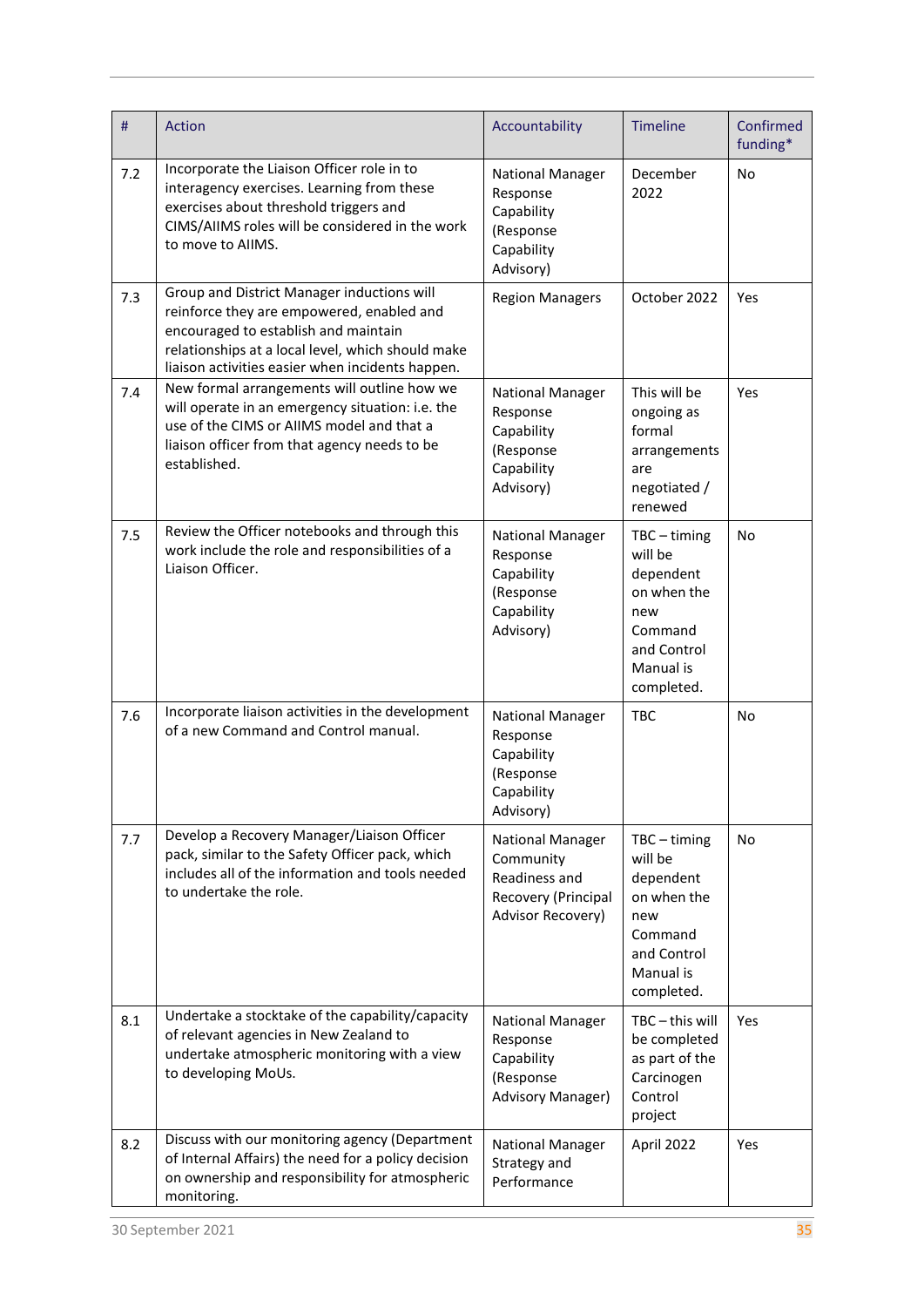| # | Action | Accountability | Timeline | Confirmed funding* |
|---|---|---|---|---|
| 7.2 | Incorporate the Liaison Officer role in to interagency exercises. Learning from these exercises about threshold triggers and CIMS/AIIMS roles will be considered in the work to move to AIIMS. | National Manager Response Capability (Response Capability Advisory) | December 2022 | No |
| 7.3 | Group and District Manager inductions will reinforce they are empowered, enabled and encouraged to establish and maintain relationships at a local level, which should make liaison activities easier when incidents happen. | Region Managers | October 2022 | Yes |
| 7.4 | New formal arrangements will outline how we will operate in an emergency situation: i.e. the use of the CIMS or AIIMS model and that a liaison officer from that agency needs to be established. | National Manager Response Capability (Response Capability Advisory) | This will be ongoing as formal arrangements are negotiated / renewed | Yes |
| 7.5 | Review the Officer notebooks and through this work include the role and responsibilities of a Liaison Officer. | National Manager Response Capability (Response Capability Advisory) | TBC – timing will be dependent on when the new Command and Control Manual is completed. | No |
| 7.6 | Incorporate liaison activities in the development of a new Command and Control manual. | National Manager Response Capability (Response Capability Advisory) | TBC | No |
| 7.7 | Develop a Recovery Manager/Liaison Officer pack, similar to the Safety Officer pack, which includes all of the information and tools needed to undertake the role. | National Manager Community Readiness and Recovery (Principal Advisor Recovery) | TBC – timing will be dependent on when the new Command and Control Manual is completed. | No |
| 8.1 | Undertake a stocktake of the capability/capacity of relevant agencies in New Zealand to undertake atmospheric monitoring with a view to developing MoUs. | National Manager Response Capability (Response Advisory Manager) | TBC – this will be completed as part of the Carcinogen Control project | Yes |
| 8.2 | Discuss with our monitoring agency (Department of Internal Affairs) the need for a policy decision on ownership and responsibility for atmospheric monitoring. | National Manager Strategy and Performance | April 2022 | Yes |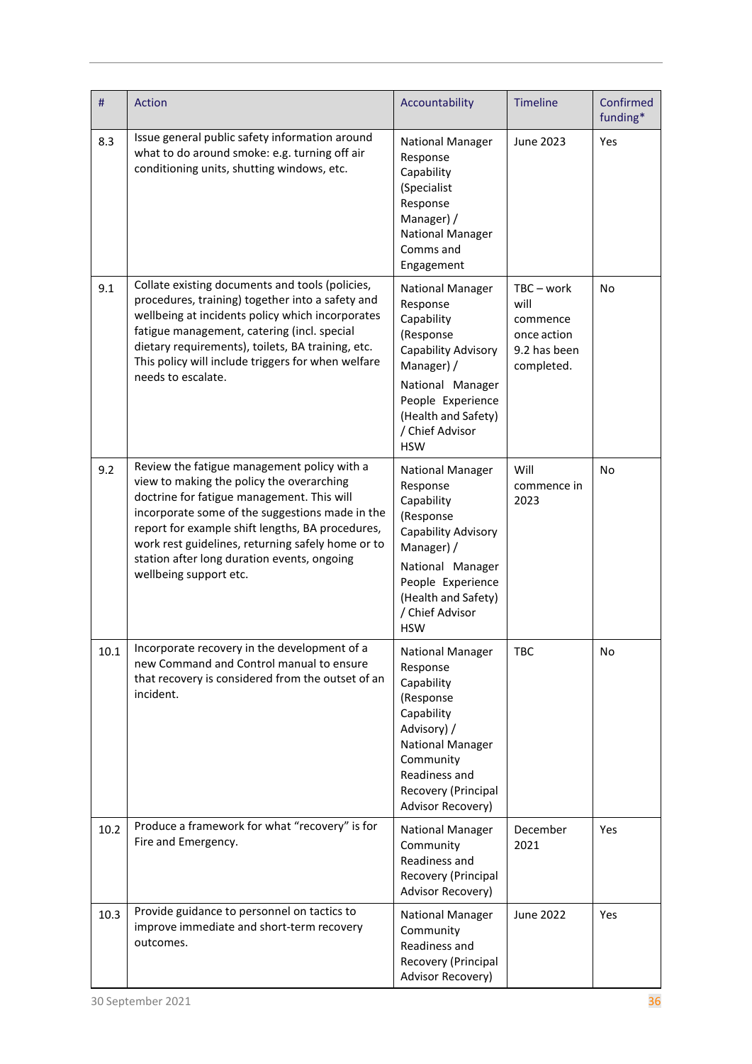| # | Action | Accountability | Timeline | Confirmed funding* |
|---|---|---|---|---|
| 8.3 | Issue general public safety information around what to do around smoke: e.g. turning off air conditioning units, shutting windows, etc. | National Manager Response Capability (Specialist Response Manager) / National Manager Comms and Engagement | June 2023 | Yes |
| 9.1 | Collate existing documents and tools (policies, procedures, training) together into a safety and wellbeing at incidents policy which incorporates fatigue management, catering (incl. special dietary requirements), toilets, BA training, etc. This policy will include triggers for when welfare needs to escalate. | National Manager Response Capability (Response Capability Advisory Manager) / National Manager People Experience (Health and Safety) / Chief Advisor HSW | TBC – work will commence once action 9.2 has been completed. | No |
| 9.2 | Review the fatigue management policy with a view to making the policy the overarching doctrine for fatigue management. This will incorporate some of the suggestions made in the report for example shift lengths, BA procedures, work rest guidelines, returning safely home or to station after long duration events, ongoing wellbeing support etc. | National Manager Response Capability (Response Capability Advisory Manager) / National Manager People Experience (Health and Safety) / Chief Advisor HSW | Will commence in 2023 | No |
| 10.1 | Incorporate recovery in the development of a new Command and Control manual to ensure that recovery is considered from the outset of an incident. | National Manager Response Capability (Response Capability Advisory) / National Manager Community Readiness and Recovery (Principal Advisor Recovery) | TBC | No |
| 10.2 | Produce a framework for what "recovery" is for Fire and Emergency. | National Manager Community Readiness and Recovery (Principal Advisor Recovery) | December 2021 | Yes |
| 10.3 | Provide guidance to personnel on tactics to improve immediate and short-term recovery outcomes. | National Manager Community Readiness and Recovery (Principal Advisor Recovery) | June 2022 | Yes |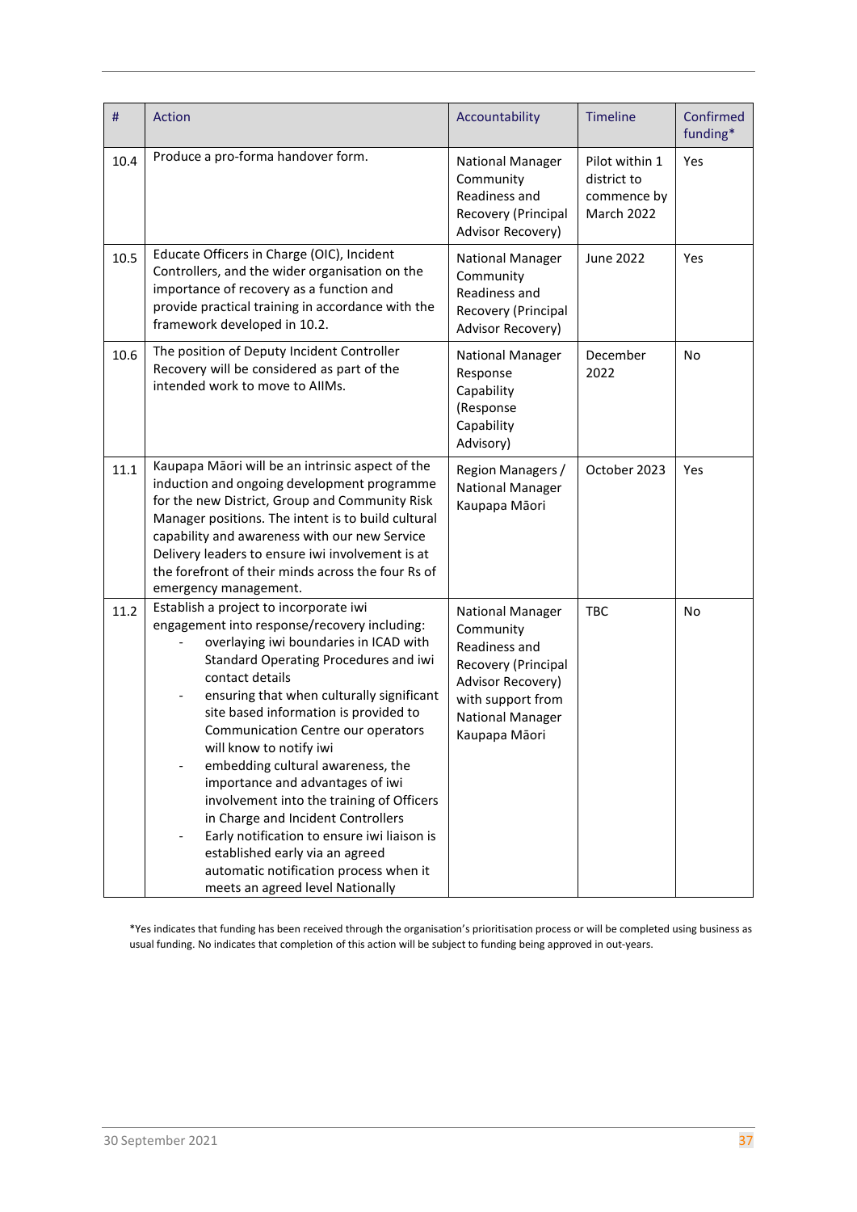| # | Action | Accountability | Timeline | Confirmed funding* |
|---|---|---|---|---|
| 10.4 | Produce a pro-forma handover form. | National Manager Community Readiness and Recovery (Principal Advisor Recovery) | Pilot within 1 district to commence by March 2022 | Yes |
| 10.5 | Educate Officers in Charge (OIC), Incident Controllers, and the wider organisation on the importance of recovery as a function and provide practical training in accordance with the framework developed in 10.2. | National Manager Community Readiness and Recovery (Principal Advisor Recovery) | June 2022 | Yes |
| 10.6 | The position of Deputy Incident Controller Recovery will be considered as part of the intended work to move to AIIMs. | National Manager Response Capability (Response Capability Advisory) | December 2022 | No |
| 11.1 | Kaupapa Māori will be an intrinsic aspect of the induction and ongoing development programme for the new District, Group and Community Risk Manager positions. The intent is to build cultural capability and awareness with our new Service Delivery leaders to ensure iwi involvement is at the forefront of their minds across the four Rs of emergency management. | Region Managers / National Manager Kaupapa Māori | October 2023 | Yes |
| 11.2 | Establish a project to incorporate iwi engagement into response/recovery including:<br>- overlaying iwi boundaries in ICAD with Standard Operating Procedures and iwi contact details<br>- ensuring that when culturally significant site based information is provided to Communication Centre our operators will know to notify iwi<br>- embedding cultural awareness, the importance and advantages of iwi involvement into the training of Officers in Charge and Incident Controllers<br>- Early notification to ensure iwi liaison is established early via an agreed automatic notification process when it meets an agreed level Nationally | National Manager Community Readiness and Recovery (Principal Advisor Recovery) with support from National Manager Kaupapa Māori | TBC | No |

*Yes indicates that funding has been received through the organisation's prioritisation process or will be completed using business as usual funding. No indicates that completion of this action will be subject to funding being approved in out-years.